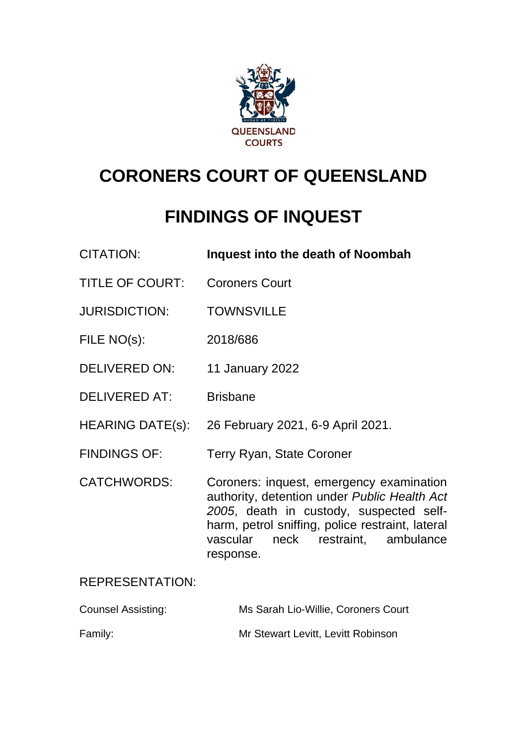QUEENSLAND COURTS

# CORONERS COURT OF QUEENSLAND

# FINDINGS OF INQUEST

| | |
|---|---|
| CITATION: | **Inquest into the death of Noombah** |
| TITLE OF COURT: | Coroners Court |
| JURISDICTION: | TOWNSVILLE |
| FILE NO(s): | 2018/686 |
| DELIVERED ON: | 11 January 2022 |
| DELIVERED AT: | Brisbane |
| HEARING DATE(s): | 26 February 2021, 6-9 April 2021. |
| FINDINGS OF: | Terry Ryan, State Coroner |
| CATCHWORDS: | Coroners: inquest, emergency examination authority, detention under *Public Health Act 2005*, death in custody, suspected self-harm, petrol sniffing, police restraint, lateral vascular neck restraint, ambulance response. |

REPRESENTATION:

| | |
|---|---|
| Counsel Assisting: | Ms Sarah Lio-Willie, Coroners Court |
| Family: | Mr Stewart Levitt, Levitt Robinson |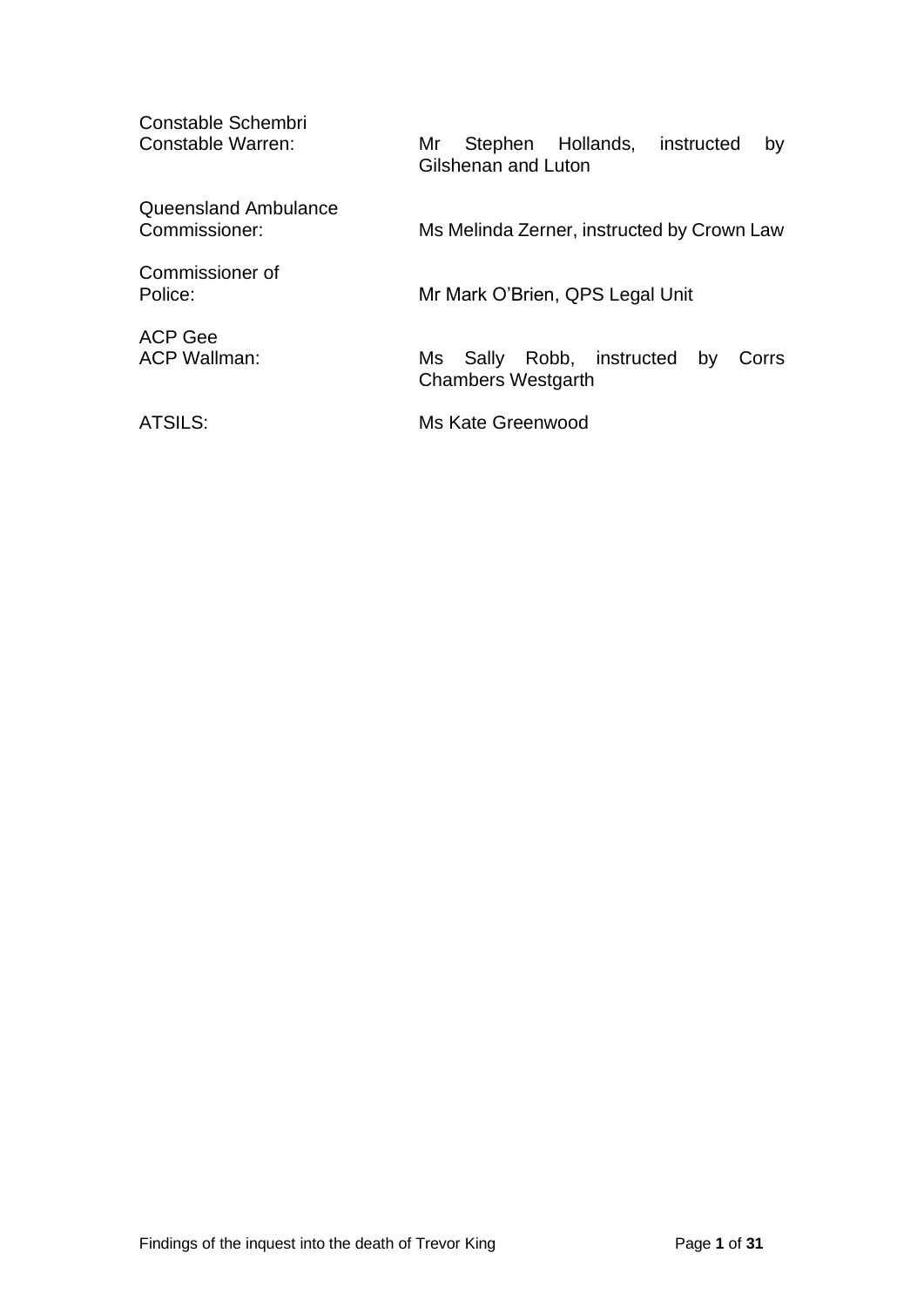| | |
|---|---|
| Constable Schembri<br>Constable Warren: | Mr Stephen Hollands, instructed by Gilshenan and Luton |
| Queensland Ambulance Commissioner: | Ms Melinda Zerner, instructed by Crown Law |
| Commissioner of Police: | Mr Mark O'Brien, QPS Legal Unit |
| ACP Gee<br>ACP Wallman: | Ms Sally Robb, instructed by Corrs Chambers Westgarth |
| ATSILS: | Ms Kate Greenwood |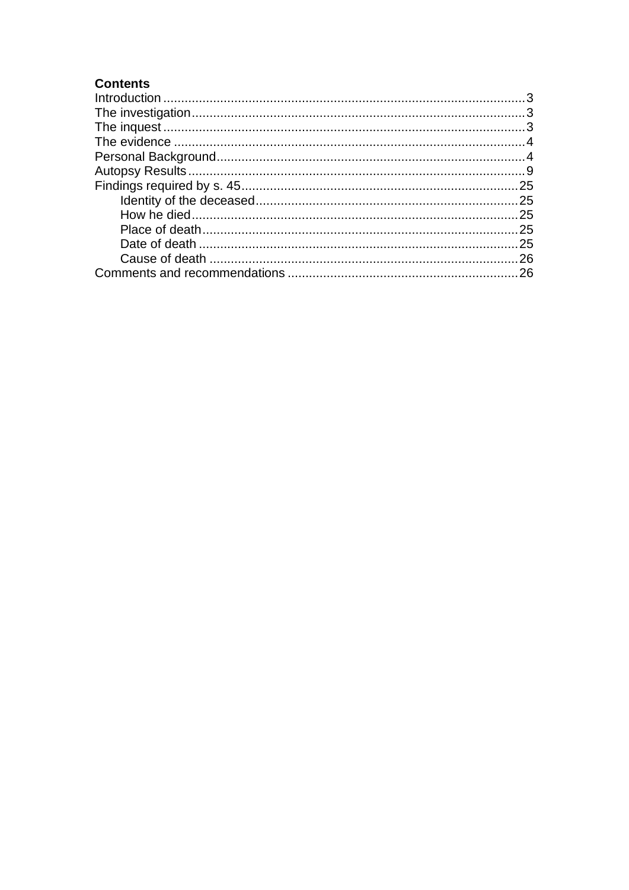**Contents**

Introduction ..................................................................................................... 3
The investigation............................................................................................. 3
The inquest ..................................................................................................... 3
The evidence .................................................................................................. 4
Personal Background...................................................................................... 4
Autopsy Results .............................................................................................. 9
Findings required by s. 45............................................................................. 25
    Identity of the deceased......................................................................... 25
    How he died........................................................................................... 25
    Place of death........................................................................................ 25
    Date of death ......................................................................................... 25
    Cause of death ...................................................................................... 26
Comments and recommendations ................................................................ 26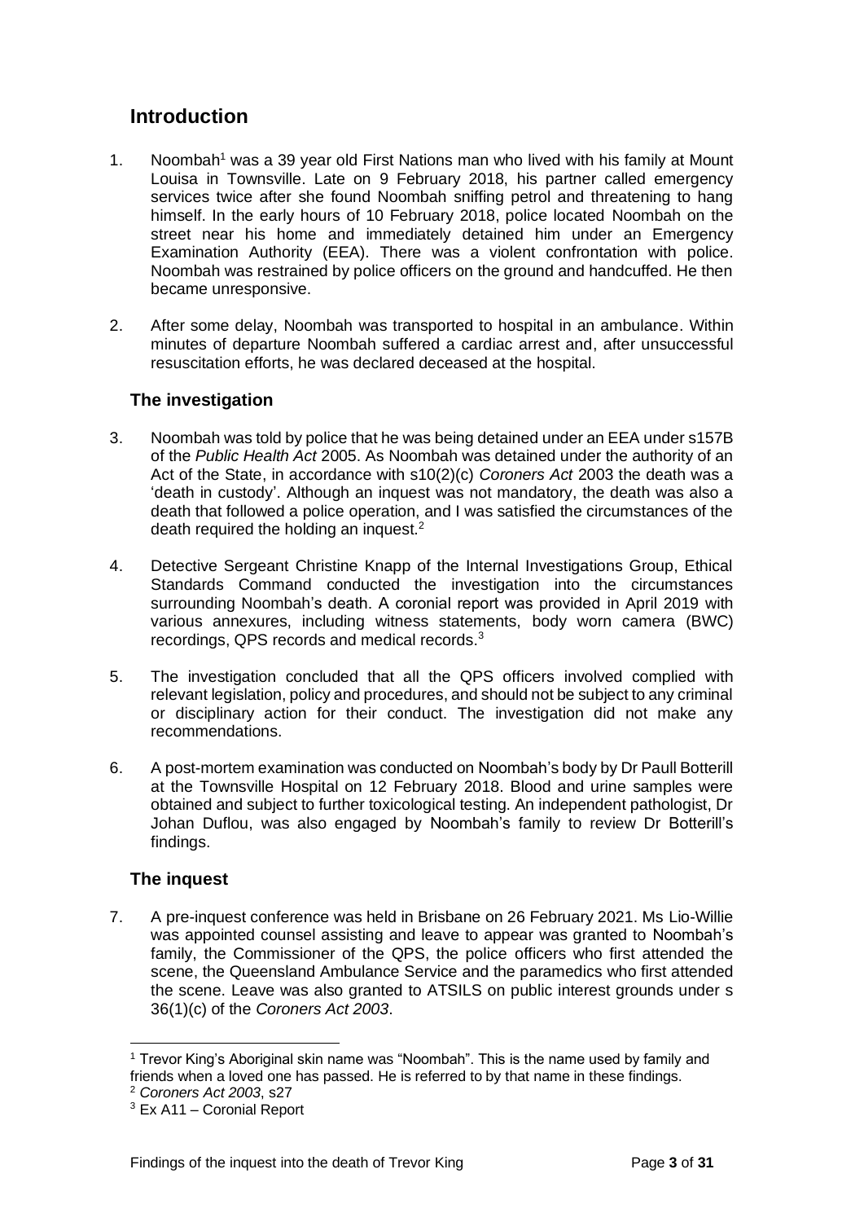## Introduction

1. Noombah[1] was a 39 year old First Nations man who lived with his family at Mount Louisa in Townsville. Late on 9 February 2018, his partner called emergency services twice after she found Noombah sniffing petrol and threatening to hang himself. In the early hours of 10 February 2018, police located Noombah on the street near his home and immediately detained him under an Emergency Examination Authority (EEA). There was a violent confrontation with police. Noombah was restrained by police officers on the ground and handcuffed. He then became unresponsive.

2. After some delay, Noombah was transported to hospital in an ambulance. Within minutes of departure Noombah suffered a cardiac arrest and, after unsuccessful resuscitation efforts, he was declared deceased at the hospital.

### The investigation

3. Noombah was told by police that he was being detained under an EEA under s157B of the *Public Health Act* 2005. As Noombah was detained under the authority of an Act of the State, in accordance with s10(2)(c) *Coroners Act* 2003 the death was a 'death in custody'. Although an inquest was not mandatory, the death was also a death that followed a police operation, and I was satisfied the circumstances of the death required the holding an inquest.[2]

4. Detective Sergeant Christine Knapp of the Internal Investigations Group, Ethical Standards Command conducted the investigation into the circumstances surrounding Noombah's death. A coronial report was provided in April 2019 with various annexures, including witness statements, body worn camera (BWC) recordings, QPS records and medical records.[3]

5. The investigation concluded that all the QPS officers involved complied with relevant legislation, policy and procedures, and should not be subject to any criminal or disciplinary action for their conduct. The investigation did not make any recommendations.

6. A post-mortem examination was conducted on Noombah's body by Dr Paull Botterill at the Townsville Hospital on 12 February 2018. Blood and urine samples were obtained and subject to further toxicological testing. An independent pathologist, Dr Johan Duflou, was also engaged by Noombah's family to review Dr Botterill's findings.

### The inquest

7. A pre-inquest conference was held in Brisbane on 26 February 2021. Ms Lio-Willie was appointed counsel assisting and leave to appear was granted to Noombah's family, the Commissioner of the QPS, the police officers who first attended the scene, the Queensland Ambulance Service and the paramedics who first attended the scene. Leave was also granted to ATSILS on public interest grounds under s 36(1)(c) of the *Coroners Act 2003*.

---

[1] Trevor King's Aboriginal skin name was "Noombah". This is the name used by family and friends when a loved one has passed. He is referred to by that name in these findings.

[2] *Coroners Act 2003*, s27

[3] Ex A11 – Coronial Report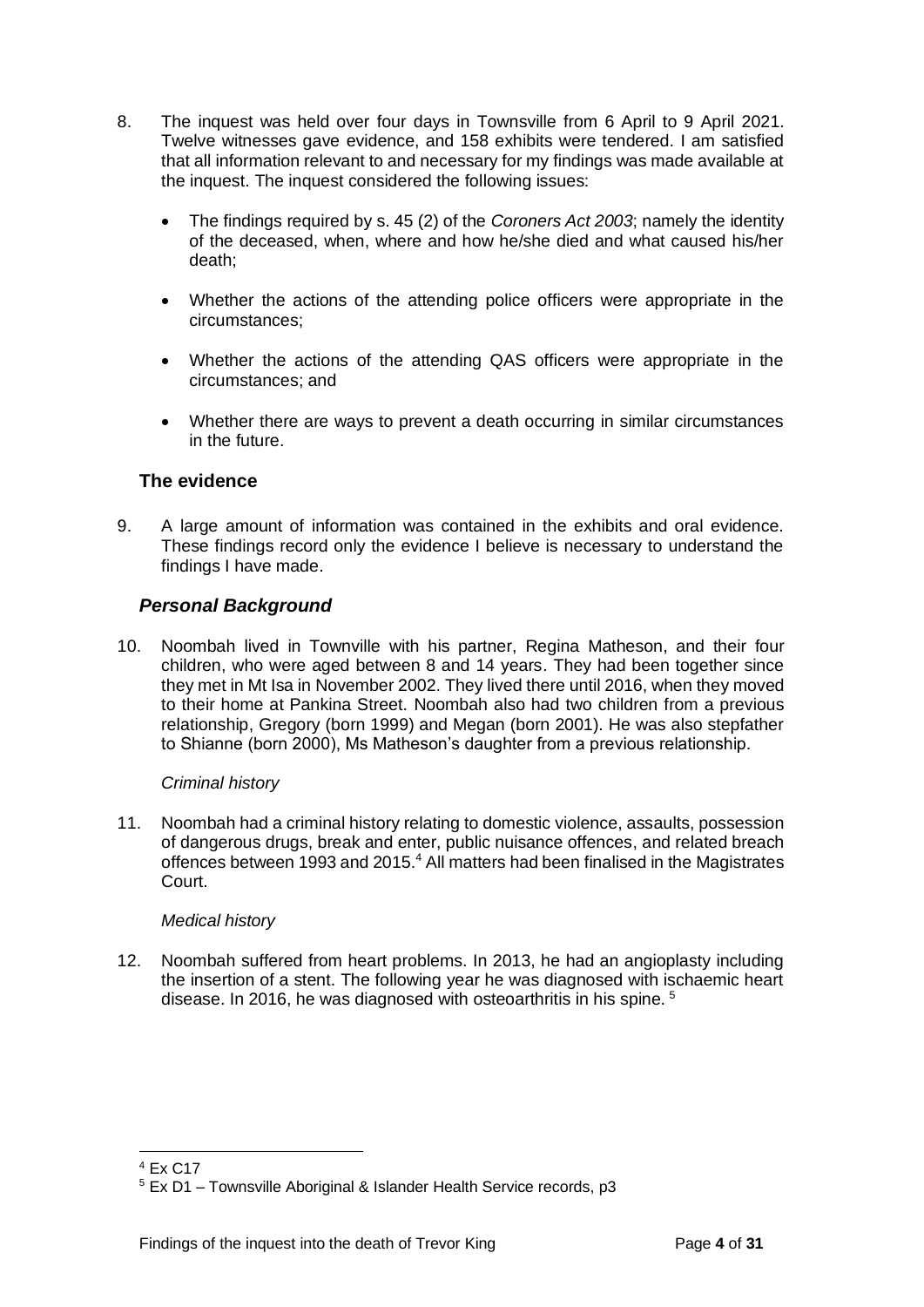8. The inquest was held over four days in Townsville from 6 April to 9 April 2021. Twelve witnesses gave evidence, and 158 exhibits were tendered. I am satisfied that all information relevant to and necessary for my findings was made available at the inquest. The inquest considered the following issues:

   - The findings required by s. 45 (2) of the *Coroners Act 2003*; namely the identity of the deceased, when, where and how he/she died and what caused his/her death;
   - Whether the actions of the attending police officers were appropriate in the circumstances;
   - Whether the actions of the attending QAS officers were appropriate in the circumstances; and
   - Whether there are ways to prevent a death occurring in similar circumstances in the future.

## The evidence

9. A large amount of information was contained in the exhibits and oral evidence. These findings record only the evidence I believe is necessary to understand the findings I have made.

### *Personal Background*

10. Noombah lived in Townsville with his partner, Regina Matheson, and their four children, who were aged between 8 and 14 years. They had been together since they met in Mt Isa in November 2002. They lived there until 2016, when they moved to their home at Pankina Street. Noombah also had two children from a previous relationship, Gregory (born 1999) and Megan (born 2001). He was also stepfather to Shianne (born 2000), Ms Matheson's daughter from a previous relationship.

*Criminal history*

11. Noombah had a criminal history relating to domestic violence, assaults, possession of dangerous drugs, break and enter, public nuisance offences, and related breach offences between 1993 and 2015.[4] All matters had been finalised in the Magistrates Court.

*Medical history*

12. Noombah suffered from heart problems. In 2013, he had an angioplasty including the insertion of a stent. The following year he was diagnosed with ischaemic heart disease. In 2016, he was diagnosed with osteoarthritis in his spine.[5]

---

[4] Ex C17

[5] Ex D1 – Townsville Aboriginal & Islander Health Service records, p3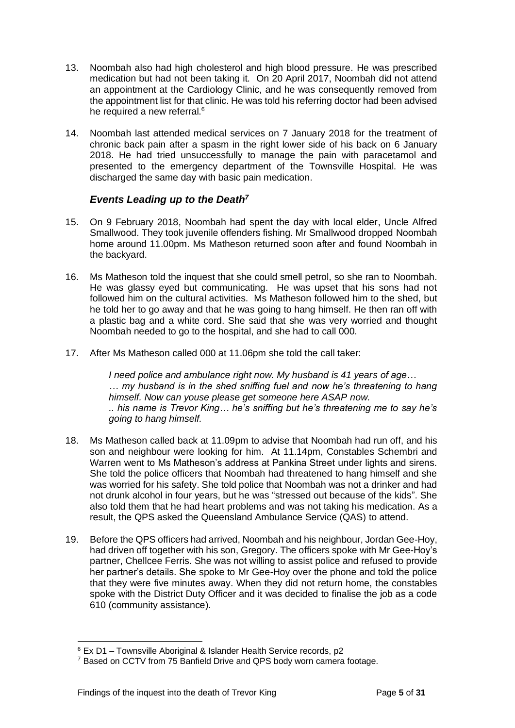13. Noombah also had high cholesterol and high blood pressure. He was prescribed medication but had not been taking it. On 20 April 2017, Noombah did not attend an appointment at the Cardiology Clinic, and he was consequently removed from the appointment list for that clinic. He was told his referring doctor had been advised he required a new referral.[6]

14. Noombah last attended medical services on 7 January 2018 for the treatment of chronic back pain after a spasm in the right lower side of his back on 6 January 2018. He had tried unsuccessfully to manage the pain with paracetamol and presented to the emergency department of the Townsville Hospital. He was discharged the same day with basic pain medication.

### *Events Leading up to the Death*[7]

15. On 9 February 2018, Noombah had spent the day with local elder, Uncle Alfred Smallwood. They took juvenile offenders fishing. Mr Smallwood dropped Noombah home around 11.00pm. Ms Matheson returned soon after and found Noombah in the backyard.

16. Ms Matheson told the inquest that she could smell petrol, so she ran to Noombah. He was glassy eyed but communicating. He was upset that his sons had not followed him on the cultural activities. Ms Matheson followed him to the shed, but he told her to go away and that he was going to hang himself. He then ran off with a plastic bag and a white cord. She said that she was very worried and thought Noombah needed to go to the hospital, and she had to call 000.

17. After Ms Matheson called 000 at 11.06pm she told the call taker:

    > *I need police and ambulance right now. My husband is 41 years of age…*
    > *… my husband is in the shed sniffing fuel and now he's threatening to hang himself. Now can youse please get someone here ASAP now.*
    > *.. his name is Trevor King… he's sniffing but he's threatening me to say he's going to hang himself.*

18. Ms Matheson called back at 11.09pm to advise that Noombah had run off, and his son and neighbour were looking for him. At 11.14pm, Constables Schembri and Warren went to Ms Matheson's address at Pankina Street under lights and sirens. She told the police officers that Noombah had threatened to hang himself and she was worried for his safety. She told police that Noombah was not a drinker and had not drunk alcohol in four years, but he was "stressed out because of the kids". She also told them that he had heart problems and was not taking his medication. As a result, the QPS asked the Queensland Ambulance Service (QAS) to attend.

19. Before the QPS officers had arrived, Noombah and his neighbour, Jordan Gee-Hoy, had driven off together with his son, Gregory. The officers spoke with Mr Gee-Hoy's partner, Chellcee Ferris. She was not willing to assist police and refused to provide her partner's details. She spoke to Mr Gee-Hoy over the phone and told the police that they were five minutes away. When they did not return home, the constables spoke with the District Duty Officer and it was decided to finalise the job as a code 610 (community assistance).

---

[6] Ex D1 – Townsville Aboriginal & Islander Health Service records, p2

[7] Based on CCTV from 75 Banfield Drive and QPS body worn camera footage.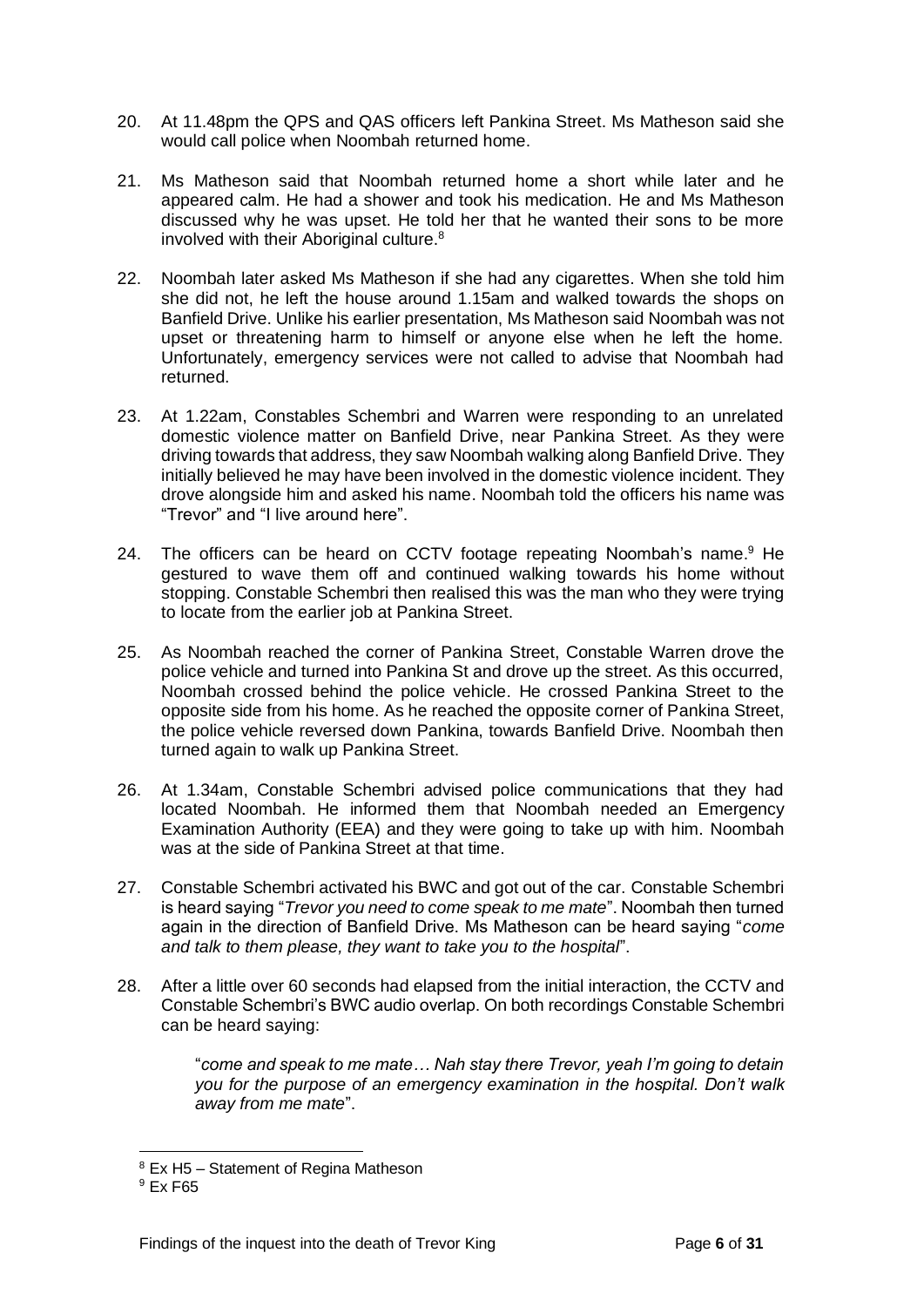20. At 11.48pm the QPS and QAS officers left Pankina Street. Ms Matheson said she would call police when Noombah returned home.

21. Ms Matheson said that Noombah returned home a short while later and he appeared calm. He had a shower and took his medication. He and Ms Matheson discussed why he was upset. He told her that he wanted their sons to be more involved with their Aboriginal culture.[8]

22. Noombah later asked Ms Matheson if she had any cigarettes. When she told him she did not, he left the house around 1.15am and walked towards the shops on Banfield Drive. Unlike his earlier presentation, Ms Matheson said Noombah was not upset or threatening harm to himself or anyone else when he left the home. Unfortunately, emergency services were not called to advise that Noombah had returned.

23. At 1.22am, Constables Schembri and Warren were responding to an unrelated domestic violence matter on Banfield Drive, near Pankina Street. As they were driving towards that address, they saw Noombah walking along Banfield Drive. They initially believed he may have been involved in the domestic violence incident. They drove alongside him and asked his name. Noombah told the officers his name was "Trevor" and "I live around here".

24. The officers can be heard on CCTV footage repeating Noombah's name.[9] He gestured to wave them off and continued walking towards his home without stopping. Constable Schembri then realised this was the man who they were trying to locate from the earlier job at Pankina Street.

25. As Noombah reached the corner of Pankina Street, Constable Warren drove the police vehicle and turned into Pankina St and drove up the street. As this occurred, Noombah crossed behind the police vehicle. He crossed Pankina Street to the opposite side from his home. As he reached the opposite corner of Pankina Street, the police vehicle reversed down Pankina, towards Banfield Drive. Noombah then turned again to walk up Pankina Street.

26. At 1.34am, Constable Schembri advised police communications that they had located Noombah. He informed them that Noombah needed an Emergency Examination Authority (EEA) and they were going to take up with him. Noombah was at the side of Pankina Street at that time.

27. Constable Schembri activated his BWC and got out of the car. Constable Schembri is heard saying "*Trevor you need to come speak to me mate*". Noombah then turned again in the direction of Banfield Drive. Ms Matheson can be heard saying "*come and talk to them please, they want to take you to the hospital*".

28. After a little over 60 seconds had elapsed from the initial interaction, the CCTV and Constable Schembri's BWC audio overlap. On both recordings Constable Schembri can be heard saying:

> "*come and speak to me mate… Nah stay there Trevor, yeah I'm going to detain you for the purpose of an emergency examination in the hospital. Don't walk away from me mate*".

---

[8] Ex H5 – Statement of Regina Matheson

[9] Ex F65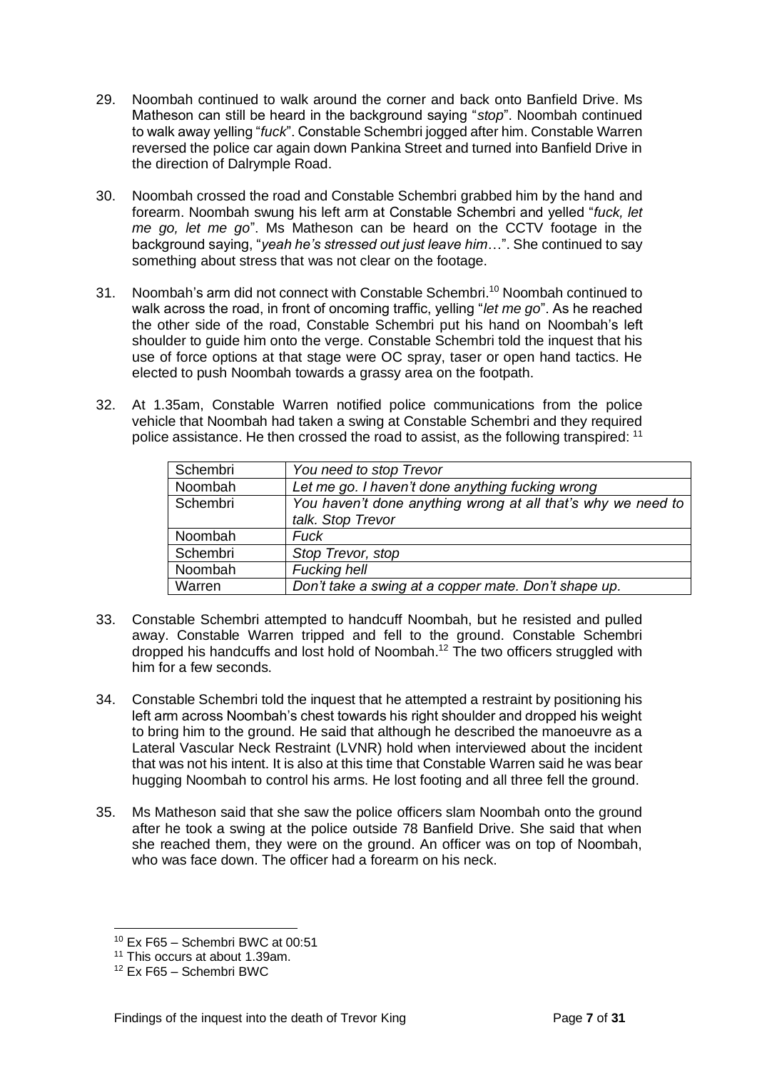29. Noombah continued to walk around the corner and back onto Banfield Drive. Ms Matheson can still be heard in the background saying "*stop*". Noombah continued to walk away yelling "*fuck*". Constable Schembri jogged after him. Constable Warren reversed the police car again down Pankina Street and turned into Banfield Drive in the direction of Dalrymple Road.

30. Noombah crossed the road and Constable Schembri grabbed him by the hand and forearm. Noombah swung his left arm at Constable Schembri and yelled "*fuck, let me go, let me go*". Ms Matheson can be heard on the CCTV footage in the background saying, "*yeah he's stressed out just leave him*…". She continued to say something about stress that was not clear on the footage.

31. Noombah's arm did not connect with Constable Schembri.[10] Noombah continued to walk across the road, in front of oncoming traffic, yelling "*let me go*". As he reached the other side of the road, Constable Schembri put his hand on Noombah's left shoulder to guide him onto the verge. Constable Schembri told the inquest that his use of force options at that stage were OC spray, taser or open hand tactics. He elected to push Noombah towards a grassy area on the footpath.

32. At 1.35am, Constable Warren notified police communications from the police vehicle that Noombah had taken a swing at Constable Schembri and they required police assistance. He then crossed the road to assist, as the following transpired: [11]

| Schembri | *You need to stop Trevor* |
|---|---|
| Noombah | *Let me go. I haven't done anything fucking wrong* |
| Schembri | *You haven't done anything wrong at all that's why we need to talk. Stop Trevor* |
| Noombah | *Fuck* |
| Schembri | *Stop Trevor, stop* |
| Noombah | *Fucking hell* |
| Warren | *Don't take a swing at a copper mate. Don't shape up.* |

33. Constable Schembri attempted to handcuff Noombah, but he resisted and pulled away. Constable Warren tripped and fell to the ground. Constable Schembri dropped his handcuffs and lost hold of Noombah.[12] The two officers struggled with him for a few seconds.

34. Constable Schembri told the inquest that he attempted a restraint by positioning his left arm across Noombah's chest towards his right shoulder and dropped his weight to bring him to the ground. He said that although he described the manoeuvre as a Lateral Vascular Neck Restraint (LVNR) hold when interviewed about the incident that was not his intent. It is also at this time that Constable Warren said he was bear hugging Noombah to control his arms. He lost footing and all three fell the ground.

35. Ms Matheson said that she saw the police officers slam Noombah onto the ground after he took a swing at the police outside 78 Banfield Drive. She said that when she reached them, they were on the ground. An officer was on top of Noombah, who was face down. The officer had a forearm on his neck.

---

[10] Ex F65 – Schembri BWC at 00:51

[11] This occurs at about 1.39am.

[12] Ex F65 – Schembri BWC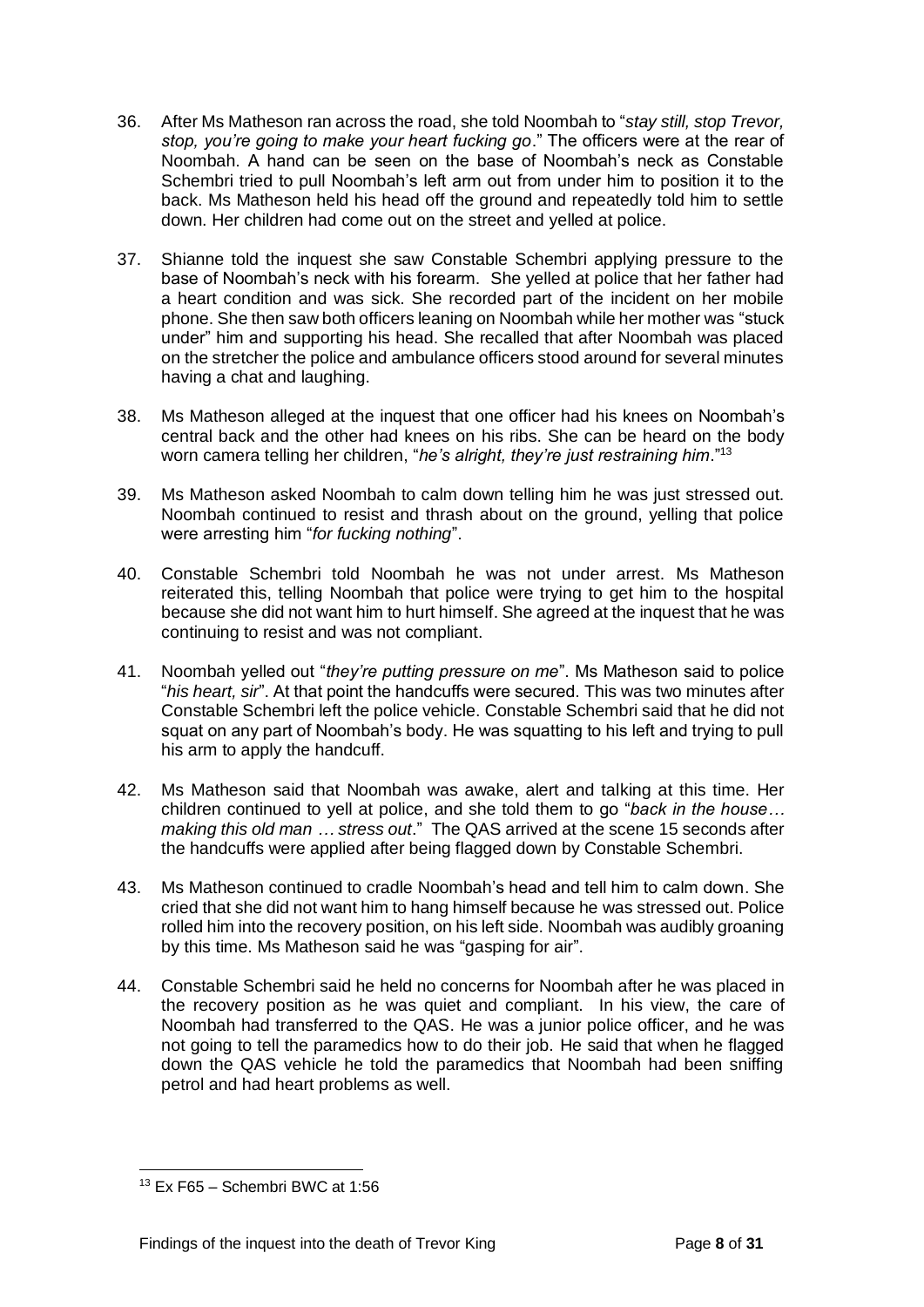36. After Ms Matheson ran across the road, she told Noombah to "*stay still, stop Trevor, stop, you're going to make your heart fucking go*." The officers were at the rear of Noombah. A hand can be seen on the base of Noombah's neck as Constable Schembri tried to pull Noombah's left arm out from under him to position it to the back. Ms Matheson held his head off the ground and repeatedly told him to settle down. Her children had come out on the street and yelled at police.

37. Shianne told the inquest she saw Constable Schembri applying pressure to the base of Noombah's neck with his forearm. She yelled at police that her father had a heart condition and was sick. She recorded part of the incident on her mobile phone. She then saw both officers leaning on Noombah while her mother was "stuck under" him and supporting his head. She recalled that after Noombah was placed on the stretcher the police and ambulance officers stood around for several minutes having a chat and laughing.

38. Ms Matheson alleged at the inquest that one officer had his knees on Noombah's central back and the other had knees on his ribs. She can be heard on the body worn camera telling her children, "*he's alright, they're just restraining him*."[13]

39. Ms Matheson asked Noombah to calm down telling him he was just stressed out. Noombah continued to resist and thrash about on the ground, yelling that police were arresting him "*for fucking nothing*".

40. Constable Schembri told Noombah he was not under arrest. Ms Matheson reiterated this, telling Noombah that police were trying to get him to the hospital because she did not want him to hurt himself. She agreed at the inquest that he was continuing to resist and was not compliant.

41. Noombah yelled out "*they're putting pressure on me*". Ms Matheson said to police "*his heart, sir*". At that point the handcuffs were secured. This was two minutes after Constable Schembri left the police vehicle. Constable Schembri said that he did not squat on any part of Noombah's body. He was squatting to his left and trying to pull his arm to apply the handcuff.

42. Ms Matheson said that Noombah was awake, alert and talking at this time. Her children continued to yell at police, and she told them to go "*back in the house… making this old man … stress out*." The QAS arrived at the scene 15 seconds after the handcuffs were applied after being flagged down by Constable Schembri.

43. Ms Matheson continued to cradle Noombah's head and tell him to calm down. She cried that she did not want him to hang himself because he was stressed out. Police rolled him into the recovery position, on his left side. Noombah was audibly groaning by this time. Ms Matheson said he was "gasping for air".

44. Constable Schembri said he held no concerns for Noombah after he was placed in the recovery position as he was quiet and compliant. In his view, the care of Noombah had transferred to the QAS. He was a junior police officer, and he was not going to tell the paramedics how to do their job. He said that when he flagged down the QAS vehicle he told the paramedics that Noombah had been sniffing petrol and had heart problems as well.

[13] Ex F65 – Schembri BWC at 1:56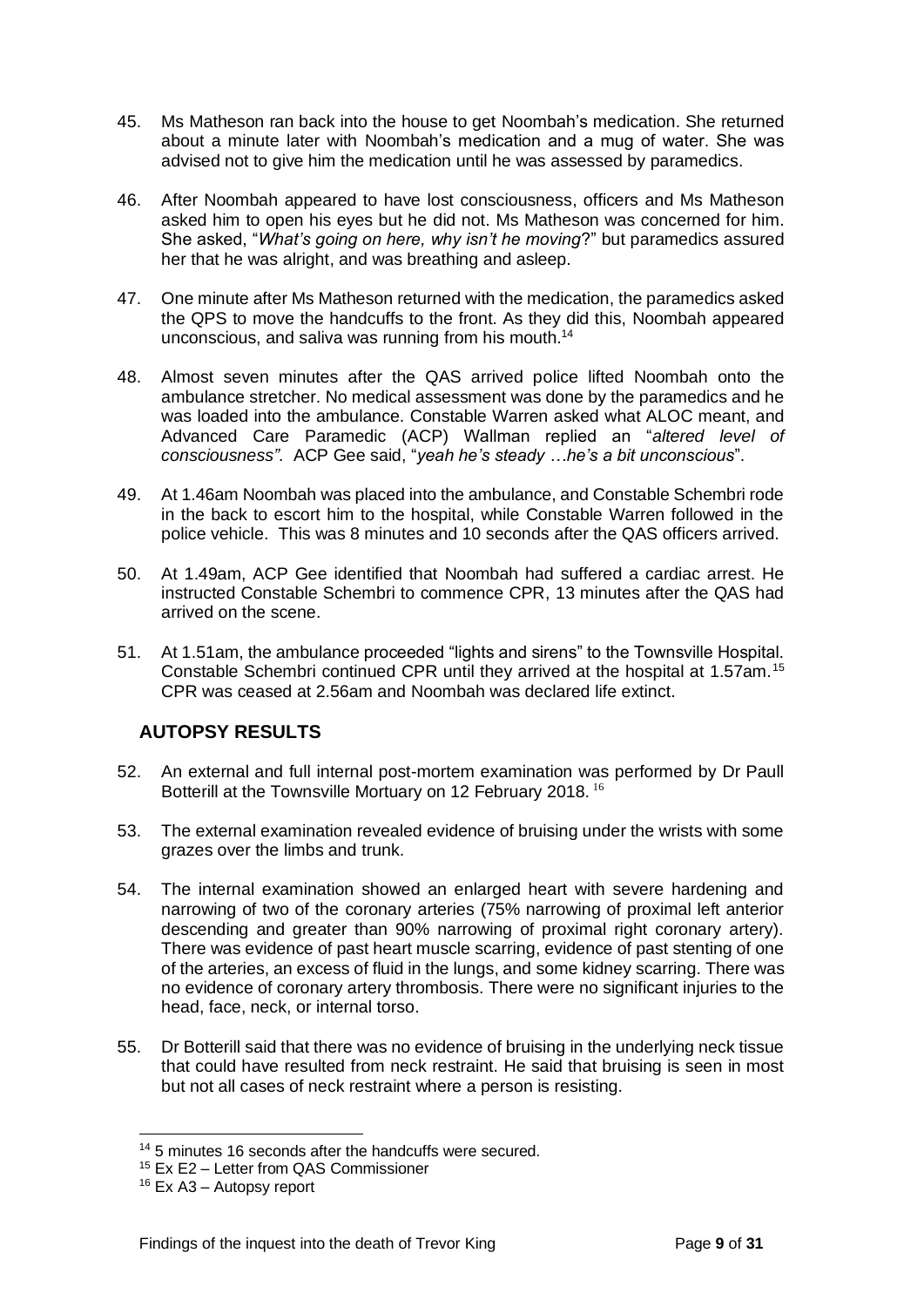45. Ms Matheson ran back into the house to get Noombah's medication. She returned about a minute later with Noombah's medication and a mug of water. She was advised not to give him the medication until he was assessed by paramedics.

46. After Noombah appeared to have lost consciousness, officers and Ms Matheson asked him to open his eyes but he did not. Ms Matheson was concerned for him. She asked, "*What's going on here, why isn't he moving*?" but paramedics assured her that he was alright, and was breathing and asleep.

47. One minute after Ms Matheson returned with the medication, the paramedics asked the QPS to move the handcuffs to the front. As they did this, Noombah appeared unconscious, and saliva was running from his mouth.[14]

48. Almost seven minutes after the QAS arrived police lifted Noombah onto the ambulance stretcher. No medical assessment was done by the paramedics and he was loaded into the ambulance. Constable Warren asked what ALOC meant, and Advanced Care Paramedic (ACP) Wallman replied an "*altered level of consciousness".* ACP Gee said, "*yeah he's steady …he's a bit unconscious*".

49. At 1.46am Noombah was placed into the ambulance, and Constable Schembri rode in the back to escort him to the hospital, while Constable Warren followed in the police vehicle. This was 8 minutes and 10 seconds after the QAS officers arrived.

50. At 1.49am, ACP Gee identified that Noombah had suffered a cardiac arrest. He instructed Constable Schembri to commence CPR, 13 minutes after the QAS had arrived on the scene.

51. At 1.51am, the ambulance proceeded "lights and sirens" to the Townsville Hospital. Constable Schembri continued CPR until they arrived at the hospital at 1.57am.[15] CPR was ceased at 2.56am and Noombah was declared life extinct.

## AUTOPSY RESULTS

52. An external and full internal post-mortem examination was performed by Dr Paull Botterill at the Townsville Mortuary on 12 February 2018.[16]

53. The external examination revealed evidence of bruising under the wrists with some grazes over the limbs and trunk.

54. The internal examination showed an enlarged heart with severe hardening and narrowing of two of the coronary arteries (75% narrowing of proximal left anterior descending and greater than 90% narrowing of proximal right coronary artery). There was evidence of past heart muscle scarring, evidence of past stenting of one of the arteries, an excess of fluid in the lungs, and some kidney scarring. There was no evidence of coronary artery thrombosis. There were no significant injuries to the head, face, neck, or internal torso.

55. Dr Botterill said that there was no evidence of bruising in the underlying neck tissue that could have resulted from neck restraint. He said that bruising is seen in most but not all cases of neck restraint where a person is resisting.

---

[14] 5 minutes 16 seconds after the handcuffs were secured.

[15] Ex E2 – Letter from QAS Commissioner

[16] Ex A3 – Autopsy report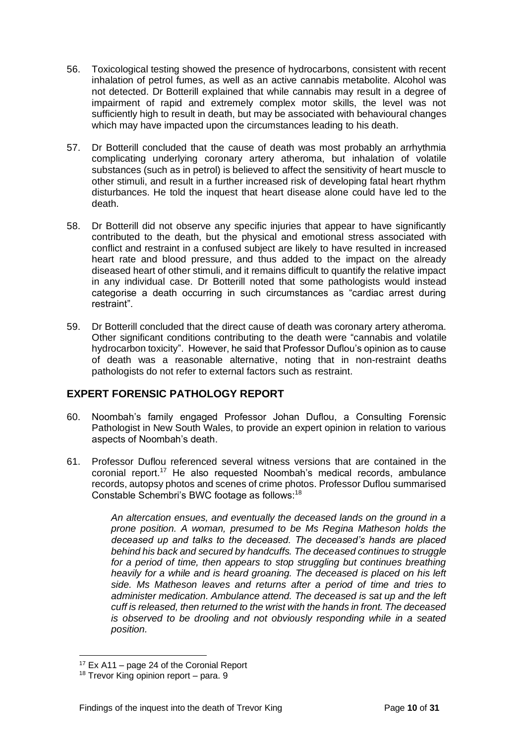56. Toxicological testing showed the presence of hydrocarbons, consistent with recent inhalation of petrol fumes, as well as an active cannabis metabolite. Alcohol was not detected. Dr Botterill explained that while cannabis may result in a degree of impairment of rapid and extremely complex motor skills, the level was not sufficiently high to result in death, but may be associated with behavioural changes which may have impacted upon the circumstances leading to his death.

57. Dr Botterill concluded that the cause of death was most probably an arrhythmia complicating underlying coronary artery atheroma, but inhalation of volatile substances (such as in petrol) is believed to affect the sensitivity of heart muscle to other stimuli, and result in a further increased risk of developing fatal heart rhythm disturbances. He told the inquest that heart disease alone could have led to the death.

58. Dr Botterill did not observe any specific injuries that appear to have significantly contributed to the death, but the physical and emotional stress associated with conflict and restraint in a confused subject are likely to have resulted in increased heart rate and blood pressure, and thus added to the impact on the already diseased heart of other stimuli, and it remains difficult to quantify the relative impact in any individual case. Dr Botterill noted that some pathologists would instead categorise a death occurring in such circumstances as "cardiac arrest during restraint".

59. Dr Botterill concluded that the direct cause of death was coronary artery atheroma. Other significant conditions contributing to the death were "cannabis and volatile hydrocarbon toxicity". However, he said that Professor Duflou's opinion as to cause of death was a reasonable alternative, noting that in non-restraint deaths pathologists do not refer to external factors such as restraint.

## EXPERT FORENSIC PATHOLOGY REPORT

60. Noombah's family engaged Professor Johan Duflou, a Consulting Forensic Pathologist in New South Wales, to provide an expert opinion in relation to various aspects of Noombah's death.

61. Professor Duflou referenced several witness versions that are contained in the coronial report.[17] He also requested Noombah's medical records, ambulance records, autopsy photos and scenes of crime photos. Professor Duflou summarised Constable Schembri's BWC footage as follows:[18]

> *An altercation ensues, and eventually the deceased lands on the ground in a prone position. A woman, presumed to be Ms Regina Matheson holds the deceased up and talks to the deceased. The deceased's hands are placed behind his back and secured by handcuffs. The deceased continues to struggle for a period of time, then appears to stop struggling but continues breathing heavily for a while and is heard groaning. The deceased is placed on his left side. Ms Matheson leaves and returns after a period of time and tries to administer medication. Ambulance attend. The deceased is sat up and the left cuff is released, then returned to the wrist with the hands in front. The deceased is observed to be drooling and not obviously responding while in a seated position.*

[17] Ex A11 – page 24 of the Coronial Report

[18] Trevor King opinion report – para. 9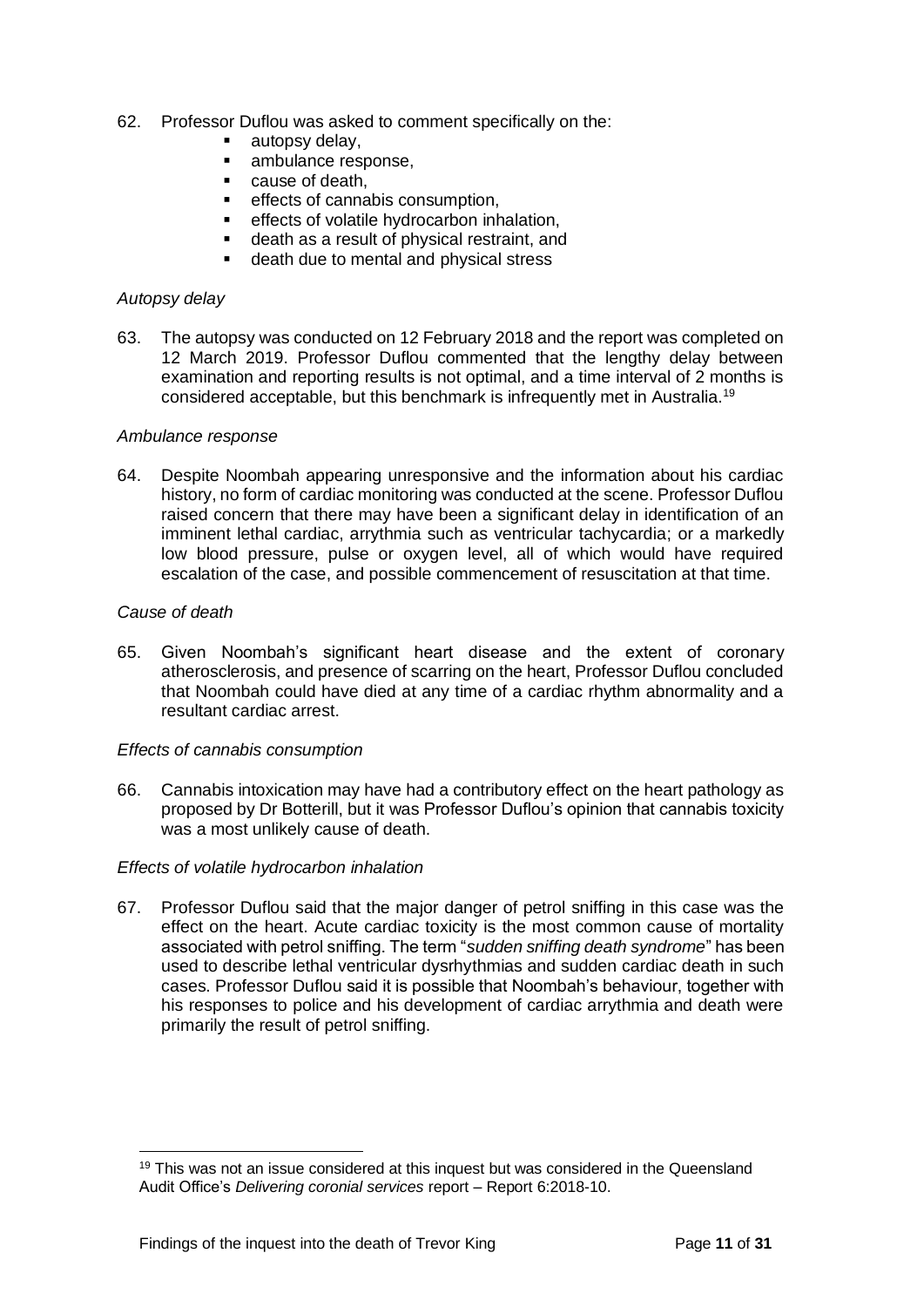62. Professor Duflou was asked to comment specifically on the:
    - autopsy delay,
    - ambulance response,
    - cause of death,
    - effects of cannabis consumption,
    - effects of volatile hydrocarbon inhalation,
    - death as a result of physical restraint, and
    - death due to mental and physical stress

*Autopsy delay*

63. The autopsy was conducted on 12 February 2018 and the report was completed on 12 March 2019. Professor Duflou commented that the lengthy delay between examination and reporting results is not optimal, and a time interval of 2 months is considered acceptable, but this benchmark is infrequently met in Australia.[19]

*Ambulance response*

64. Despite Noombah appearing unresponsive and the information about his cardiac history, no form of cardiac monitoring was conducted at the scene. Professor Duflou raised concern that there may have been a significant delay in identification of an imminent lethal cardiac, arrythmia such as ventricular tachycardia; or a markedly low blood pressure, pulse or oxygen level, all of which would have required escalation of the case, and possible commencement of resuscitation at that time.

*Cause of death*

65. Given Noombah's significant heart disease and the extent of coronary atherosclerosis, and presence of scarring on the heart, Professor Duflou concluded that Noombah could have died at any time of a cardiac rhythm abnormality and a resultant cardiac arrest.

*Effects of cannabis consumption*

66. Cannabis intoxication may have had a contributory effect on the heart pathology as proposed by Dr Botterill, but it was Professor Duflou's opinion that cannabis toxicity was a most unlikely cause of death.

*Effects of volatile hydrocarbon inhalation*

67. Professor Duflou said that the major danger of petrol sniffing in this case was the effect on the heart. Acute cardiac toxicity is the most common cause of mortality associated with petrol sniffing. The term "*sudden sniffing death syndrome*" has been used to describe lethal ventricular dysrhythmias and sudden cardiac death in such cases. Professor Duflou said it is possible that Noombah's behaviour, together with his responses to police and his development of cardiac arrythmia and death were primarily the result of petrol sniffing.

---

[19] This was not an issue considered at this inquest but was considered in the Queensland Audit Office's *Delivering coronial services* report – Report 6:2018-10.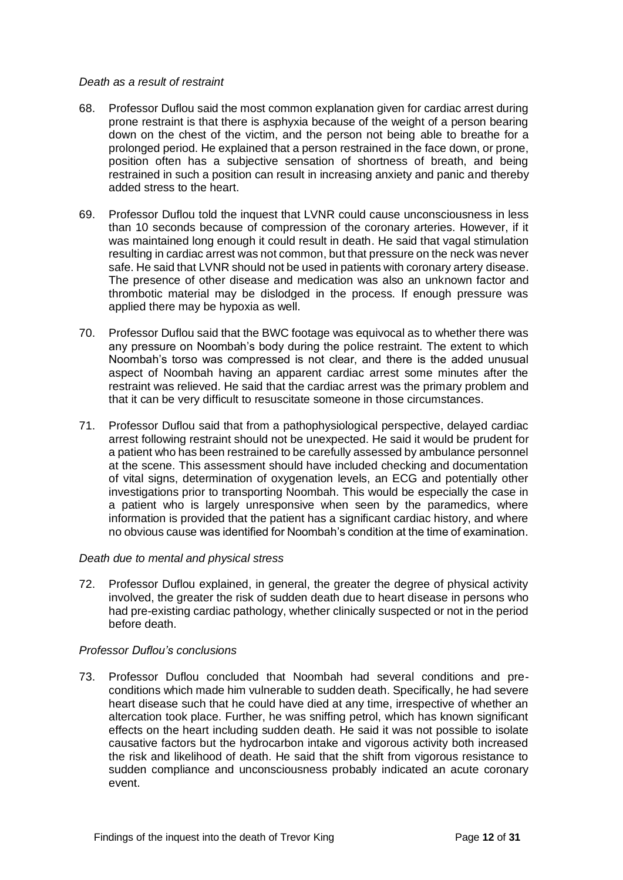*Death as a result of restraint*

68. Professor Duflou said the most common explanation given for cardiac arrest during prone restraint is that there is asphyxia because of the weight of a person bearing down on the chest of the victim, and the person not being able to breathe for a prolonged period. He explained that a person restrained in the face down, or prone, position often has a subjective sensation of shortness of breath, and being restrained in such a position can result in increasing anxiety and panic and thereby added stress to the heart.

69. Professor Duflou told the inquest that LVNR could cause unconsciousness in less than 10 seconds because of compression of the coronary arteries. However, if it was maintained long enough it could result in death. He said that vagal stimulation resulting in cardiac arrest was not common, but that pressure on the neck was never safe. He said that LVNR should not be used in patients with coronary artery disease. The presence of other disease and medication was also an unknown factor and thrombotic material may be dislodged in the process. If enough pressure was applied there may be hypoxia as well.

70. Professor Duflou said that the BWC footage was equivocal as to whether there was any pressure on Noombah's body during the police restraint. The extent to which Noombah's torso was compressed is not clear, and there is the added unusual aspect of Noombah having an apparent cardiac arrest some minutes after the restraint was relieved. He said that the cardiac arrest was the primary problem and that it can be very difficult to resuscitate someone in those circumstances.

71. Professor Duflou said that from a pathophysiological perspective, delayed cardiac arrest following restraint should not be unexpected. He said it would be prudent for a patient who has been restrained to be carefully assessed by ambulance personnel at the scene. This assessment should have included checking and documentation of vital signs, determination of oxygenation levels, an ECG and potentially other investigations prior to transporting Noombah. This would be especially the case in a patient who is largely unresponsive when seen by the paramedics, where information is provided that the patient has a significant cardiac history, and where no obvious cause was identified for Noombah's condition at the time of examination.

*Death due to mental and physical stress*

72. Professor Duflou explained, in general, the greater the degree of physical activity involved, the greater the risk of sudden death due to heart disease in persons who had pre-existing cardiac pathology, whether clinically suspected or not in the period before death.

*Professor Duflou's conclusions*

73. Professor Duflou concluded that Noombah had several conditions and pre-conditions which made him vulnerable to sudden death. Specifically, he had severe heart disease such that he could have died at any time, irrespective of whether an altercation took place. Further, he was sniffing petrol, which has known significant effects on the heart including sudden death. He said it was not possible to isolate causative factors but the hydrocarbon intake and vigorous activity both increased the risk and likelihood of death. He said that the shift from vigorous resistance to sudden compliance and unconsciousness probably indicated an acute coronary event.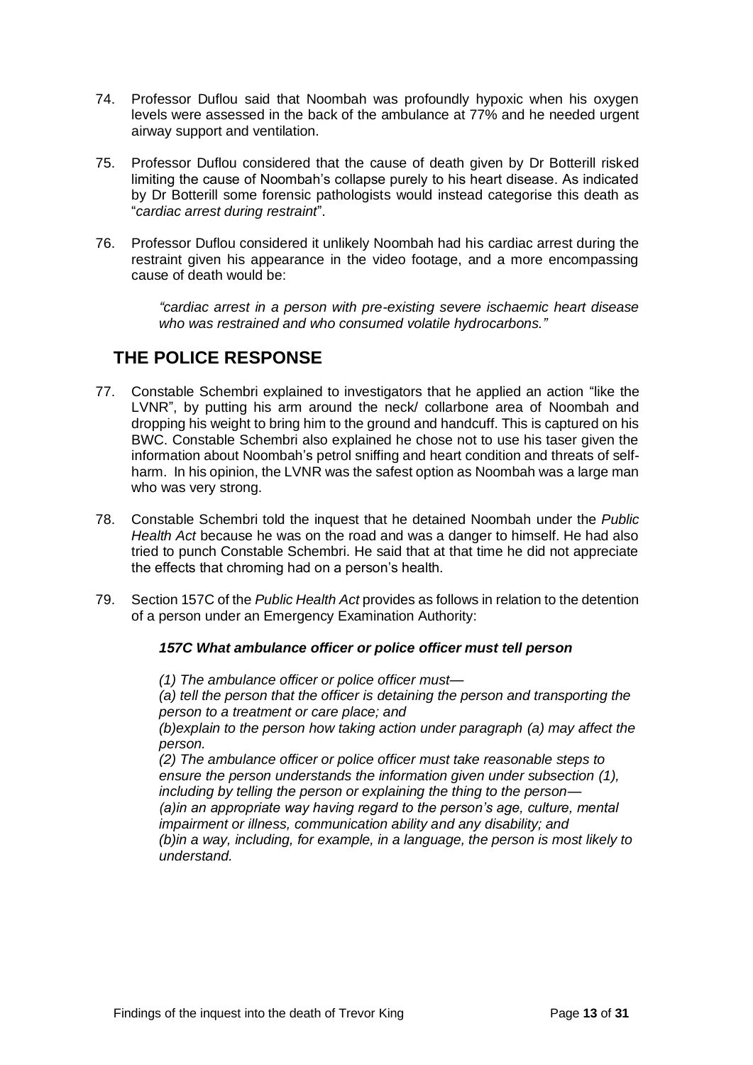74. Professor Duflou said that Noombah was profoundly hypoxic when his oxygen levels were assessed in the back of the ambulance at 77% and he needed urgent airway support and ventilation.

75. Professor Duflou considered that the cause of death given by Dr Botterill risked limiting the cause of Noombah's collapse purely to his heart disease. As indicated by Dr Botterill some forensic pathologists would instead categorise this death as "*cardiac arrest during restraint*".

76. Professor Duflou considered it unlikely Noombah had his cardiac arrest during the restraint given his appearance in the video footage, and a more encompassing cause of death would be:

> *"cardiac arrest in a person with pre-existing severe ischaemic heart disease who was restrained and who consumed volatile hydrocarbons."*

## THE POLICE RESPONSE

77. Constable Schembri explained to investigators that he applied an action "like the LVNR", by putting his arm around the neck/ collarbone area of Noombah and dropping his weight to bring him to the ground and handcuff. This is captured on his BWC. Constable Schembri also explained he chose not to use his taser given the information about Noombah's petrol sniffing and heart condition and threats of self-harm. In his opinion, the LVNR was the safest option as Noombah was a large man who was very strong.

78. Constable Schembri told the inquest that he detained Noombah under the *Public Health Act* because he was on the road and was a danger to himself. He had also tried to punch Constable Schembri. He said that at that time he did not appreciate the effects that chroming had on a person's health.

79. Section 157C of the *Public Health Act* provides as follows in relation to the detention of a person under an Emergency Examination Authority:

> ***157C What ambulance officer or police officer must tell person***
>
> *(1) The ambulance officer or police officer must—*
> *(a) tell the person that the officer is detaining the person and transporting the person to a treatment or care place; and*
> *(b)explain to the person how taking action under paragraph (a) may affect the person.*
> *(2) The ambulance officer or police officer must take reasonable steps to ensure the person understands the information given under subsection (1), including by telling the person or explaining the thing to the person—*
> *(a)in an appropriate way having regard to the person's age, culture, mental impairment or illness, communication ability and any disability; and*
> *(b)in a way, including, for example, in a language, the person is most likely to understand.*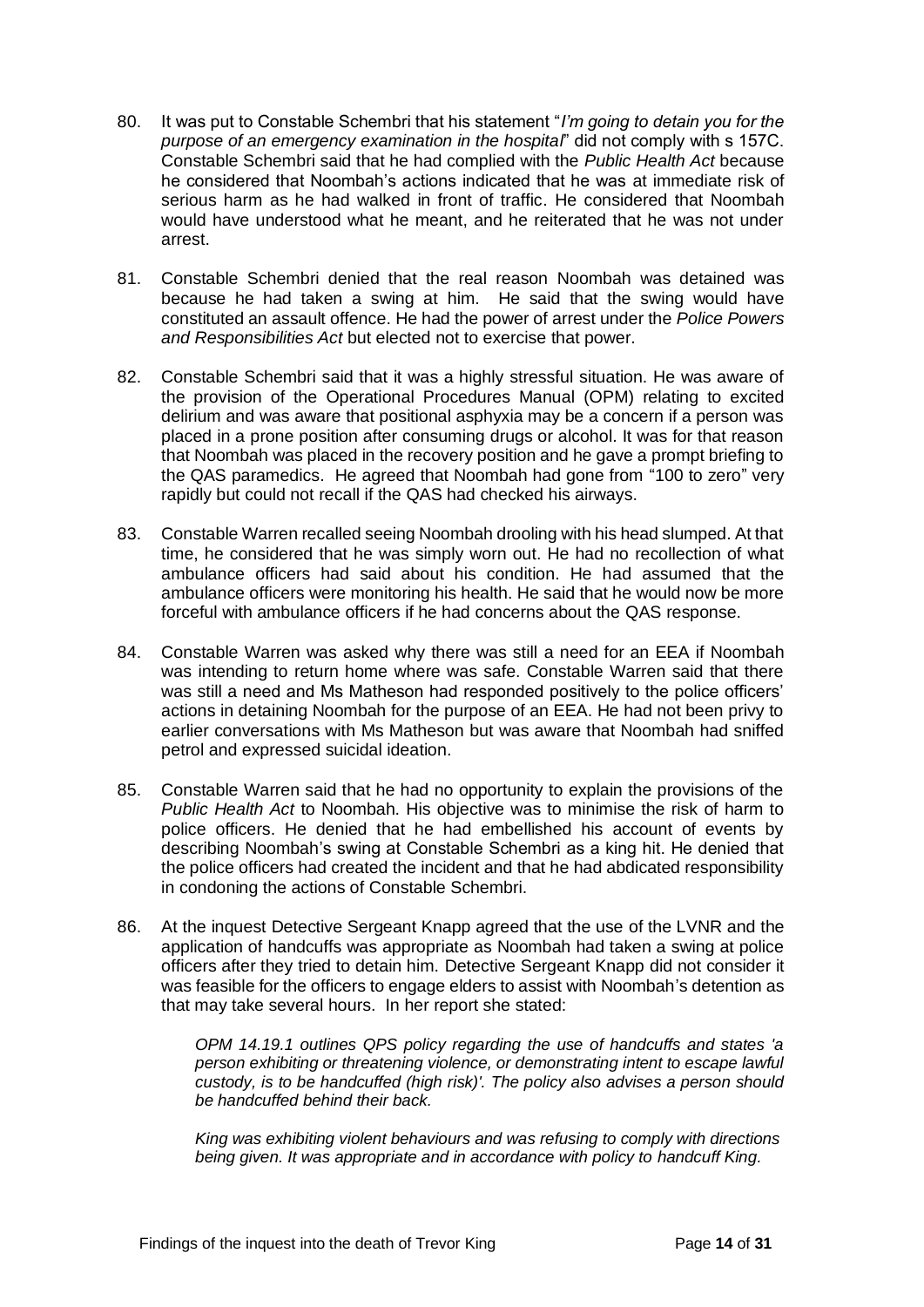80. It was put to Constable Schembri that his statement "*I'm going to detain you for the purpose of an emergency examination in the hospital*" did not comply with s 157C. Constable Schembri said that he had complied with the *Public Health Act* because he considered that Noombah's actions indicated that he was at immediate risk of serious harm as he had walked in front of traffic. He considered that Noombah would have understood what he meant, and he reiterated that he was not under arrest.

81. Constable Schembri denied that the real reason Noombah was detained was because he had taken a swing at him. He said that the swing would have constituted an assault offence. He had the power of arrest under the *Police Powers and Responsibilities Act* but elected not to exercise that power.

82. Constable Schembri said that it was a highly stressful situation. He was aware of the provision of the Operational Procedures Manual (OPM) relating to excited delirium and was aware that positional asphyxia may be a concern if a person was placed in a prone position after consuming drugs or alcohol. It was for that reason that Noombah was placed in the recovery position and he gave a prompt briefing to the QAS paramedics. He agreed that Noombah had gone from "100 to zero" very rapidly but could not recall if the QAS had checked his airways.

83. Constable Warren recalled seeing Noombah drooling with his head slumped. At that time, he considered that he was simply worn out. He had no recollection of what ambulance officers had said about his condition. He had assumed that the ambulance officers were monitoring his health. He said that he would now be more forceful with ambulance officers if he had concerns about the QAS response.

84. Constable Warren was asked why there was still a need for an EEA if Noombah was intending to return home where was safe. Constable Warren said that there was still a need and Ms Matheson had responded positively to the police officers' actions in detaining Noombah for the purpose of an EEA. He had not been privy to earlier conversations with Ms Matheson but was aware that Noombah had sniffed petrol and expressed suicidal ideation.

85. Constable Warren said that he had no opportunity to explain the provisions of the *Public Health Act* to Noombah. His objective was to minimise the risk of harm to police officers. He denied that he had embellished his account of events by describing Noombah's swing at Constable Schembri as a king hit. He denied that the police officers had created the incident and that he had abdicated responsibility in condoning the actions of Constable Schembri.

86. At the inquest Detective Sergeant Knapp agreed that the use of the LVNR and the application of handcuffs was appropriate as Noombah had taken a swing at police officers after they tried to detain him. Detective Sergeant Knapp did not consider it was feasible for the officers to engage elders to assist with Noombah's detention as that may take several hours. In her report she stated:

> *OPM 14.19.1 outlines QPS policy regarding the use of handcuffs and states 'a person exhibiting or threatening violence, or demonstrating intent to escape lawful custody, is to be handcuffed (high risk)'. The policy also advises a person should be handcuffed behind their back.*
>
> *King was exhibiting violent behaviours and was refusing to comply with directions being given. It was appropriate and in accordance with policy to handcuff King.*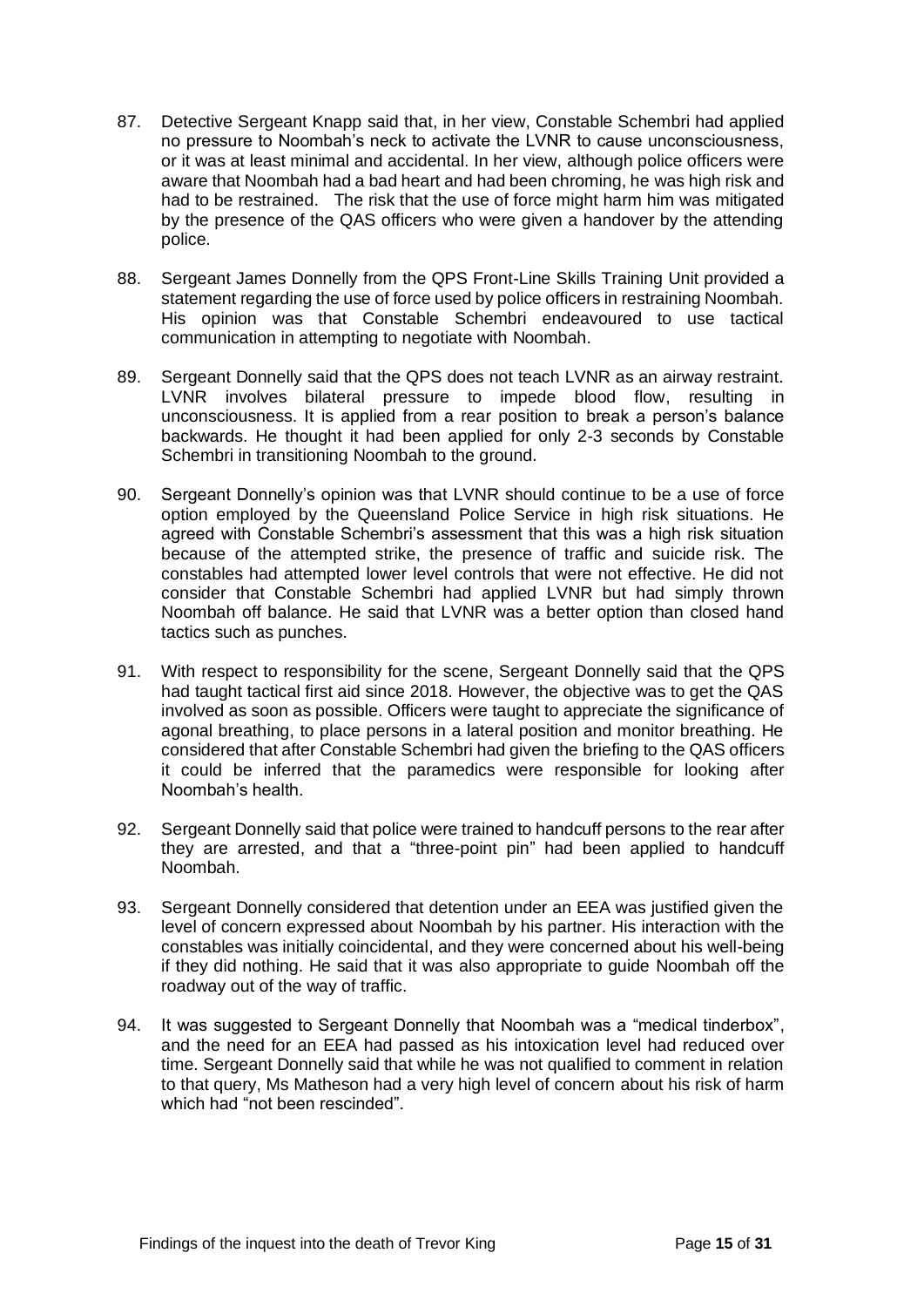87. Detective Sergeant Knapp said that, in her view, Constable Schembri had applied no pressure to Noombah's neck to activate the LVNR to cause unconsciousness, or it was at least minimal and accidental. In her view, although police officers were aware that Noombah had a bad heart and had been chroming, he was high risk and had to be restrained. The risk that the use of force might harm him was mitigated by the presence of the QAS officers who were given a handover by the attending police.

88. Sergeant James Donnelly from the QPS Front-Line Skills Training Unit provided a statement regarding the use of force used by police officers in restraining Noombah. His opinion was that Constable Schembri endeavoured to use tactical communication in attempting to negotiate with Noombah.

89. Sergeant Donnelly said that the QPS does not teach LVNR as an airway restraint. LVNR involves bilateral pressure to impede blood flow, resulting in unconsciousness. It is applied from a rear position to break a person's balance backwards. He thought it had been applied for only 2-3 seconds by Constable Schembri in transitioning Noombah to the ground.

90. Sergeant Donnelly's opinion was that LVNR should continue to be a use of force option employed by the Queensland Police Service in high risk situations. He agreed with Constable Schembri's assessment that this was a high risk situation because of the attempted strike, the presence of traffic and suicide risk. The constables had attempted lower level controls that were not effective. He did not consider that Constable Schembri had applied LVNR but had simply thrown Noombah off balance. He said that LVNR was a better option than closed hand tactics such as punches.

91. With respect to responsibility for the scene, Sergeant Donnelly said that the QPS had taught tactical first aid since 2018. However, the objective was to get the QAS involved as soon as possible. Officers were taught to appreciate the significance of agonal breathing, to place persons in a lateral position and monitor breathing. He considered that after Constable Schembri had given the briefing to the QAS officers it could be inferred that the paramedics were responsible for looking after Noombah's health.

92. Sergeant Donnelly said that police were trained to handcuff persons to the rear after they are arrested, and that a "three-point pin" had been applied to handcuff Noombah.

93. Sergeant Donnelly considered that detention under an EEA was justified given the level of concern expressed about Noombah by his partner. His interaction with the constables was initially coincidental, and they were concerned about his well-being if they did nothing. He said that it was also appropriate to guide Noombah off the roadway out of the way of traffic.

94. It was suggested to Sergeant Donnelly that Noombah was a "medical tinderbox", and the need for an EEA had passed as his intoxication level had reduced over time. Sergeant Donnelly said that while he was not qualified to comment in relation to that query, Ms Matheson had a very high level of concern about his risk of harm which had "not been rescinded".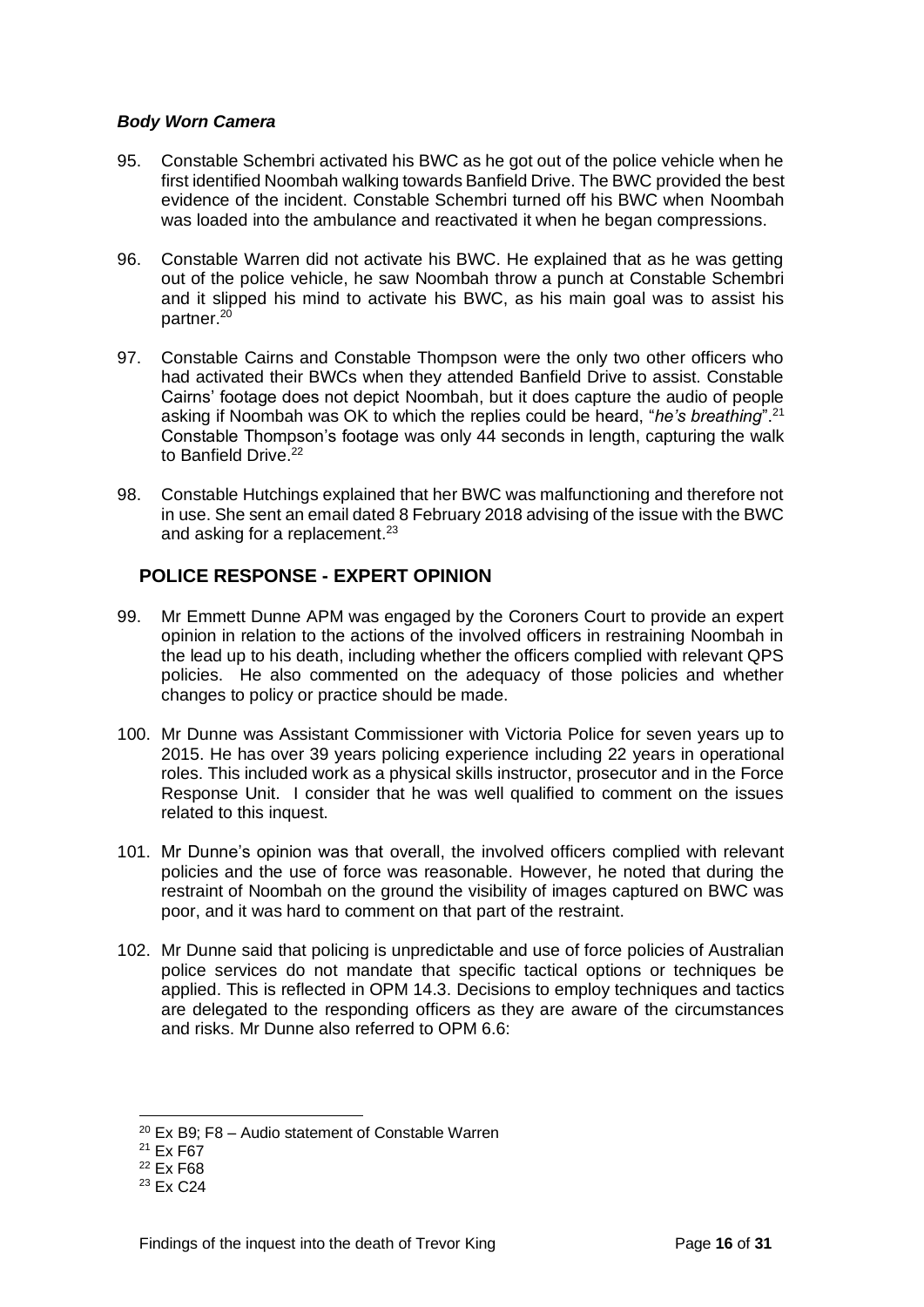### *Body Worn Camera*

95. Constable Schembri activated his BWC as he got out of the police vehicle when he first identified Noombah walking towards Banfield Drive. The BWC provided the best evidence of the incident. Constable Schembri turned off his BWC when Noombah was loaded into the ambulance and reactivated it when he began compressions.

96. Constable Warren did not activate his BWC. He explained that as he was getting out of the police vehicle, he saw Noombah throw a punch at Constable Schembri and it slipped his mind to activate his BWC, as his main goal was to assist his partner.[20]

97. Constable Cairns and Constable Thompson were the only two other officers who had activated their BWCs when they attended Banfield Drive to assist. Constable Cairns' footage does not depict Noombah, but it does capture the audio of people asking if Noombah was OK to which the replies could be heard, "*he's breathing*".[21] Constable Thompson's footage was only 44 seconds in length, capturing the walk to Banfield Drive.[22]

98. Constable Hutchings explained that her BWC was malfunctioning and therefore not in use. She sent an email dated 8 February 2018 advising of the issue with the BWC and asking for a replacement.[23]

## POLICE RESPONSE - EXPERT OPINION

99. Mr Emmett Dunne APM was engaged by the Coroners Court to provide an expert opinion in relation to the actions of the involved officers in restraining Noombah in the lead up to his death, including whether the officers complied with relevant QPS policies. He also commented on the adequacy of those policies and whether changes to policy or practice should be made.

100. Mr Dunne was Assistant Commissioner with Victoria Police for seven years up to 2015. He has over 39 years policing experience including 22 years in operational roles. This included work as a physical skills instructor, prosecutor and in the Force Response Unit. I consider that he was well qualified to comment on the issues related to this inquest.

101. Mr Dunne's opinion was that overall, the involved officers complied with relevant policies and the use of force was reasonable. However, he noted that during the restraint of Noombah on the ground the visibility of images captured on BWC was poor, and it was hard to comment on that part of the restraint.

102. Mr Dunne said that policing is unpredictable and use of force policies of Australian police services do not mandate that specific tactical options or techniques be applied. This is reflected in OPM 14.3. Decisions to employ techniques and tactics are delegated to the responding officers as they are aware of the circumstances and risks. Mr Dunne also referred to OPM 6.6:

---

[20] Ex B9; F8 – Audio statement of Constable Warren

[21] Ex F67

[22] Ex F68

[23] Ex C24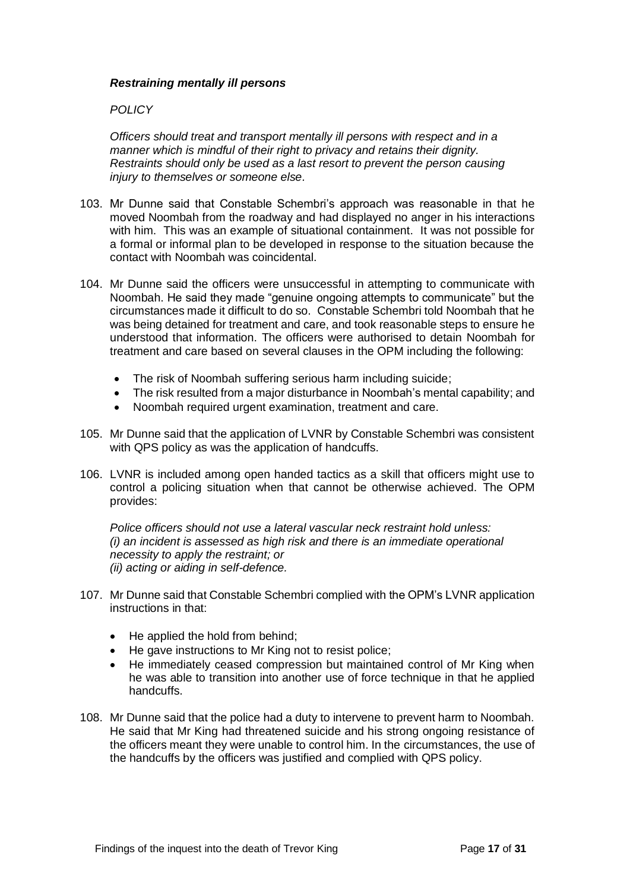***Restraining mentally ill persons***

*POLICY*

*Officers should treat and transport mentally ill persons with respect and in a manner which is mindful of their right to privacy and retains their dignity. Restraints should only be used as a last resort to prevent the person causing injury to themselves or someone else.*

103. Mr Dunne said that Constable Schembri's approach was reasonable in that he moved Noombah from the roadway and had displayed no anger in his interactions with him. This was an example of situational containment. It was not possible for a formal or informal plan to be developed in response to the situation because the contact with Noombah was coincidental.

104. Mr Dunne said the officers were unsuccessful in attempting to communicate with Noombah. He said they made "genuine ongoing attempts to communicate" but the circumstances made it difficult to do so. Constable Schembri told Noombah that he was being detained for treatment and care, and took reasonable steps to ensure he understood that information. The officers were authorised to detain Noombah for treatment and care based on several clauses in the OPM including the following:

    - The risk of Noombah suffering serious harm including suicide;
    - The risk resulted from a major disturbance in Noombah's mental capability; and
    - Noombah required urgent examination, treatment and care.

105. Mr Dunne said that the application of LVNR by Constable Schembri was consistent with QPS policy as was the application of handcuffs.

106. LVNR is included among open handed tactics as a skill that officers might use to control a policing situation when that cannot be otherwise achieved. The OPM provides:

    *Police officers should not use a lateral vascular neck restraint hold unless:*
    *(i) an incident is assessed as high risk and there is an immediate operational necessity to apply the restraint; or*
    *(ii) acting or aiding in self-defence.*

107. Mr Dunne said that Constable Schembri complied with the OPM's LVNR application instructions in that:

    - He applied the hold from behind;
    - He gave instructions to Mr King not to resist police;
    - He immediately ceased compression but maintained control of Mr King when he was able to transition into another use of force technique in that he applied handcuffs.

108. Mr Dunne said that the police had a duty to intervene to prevent harm to Noombah. He said that Mr King had threatened suicide and his strong ongoing resistance of the officers meant they were unable to control him. In the circumstances, the use of the handcuffs by the officers was justified and complied with QPS policy.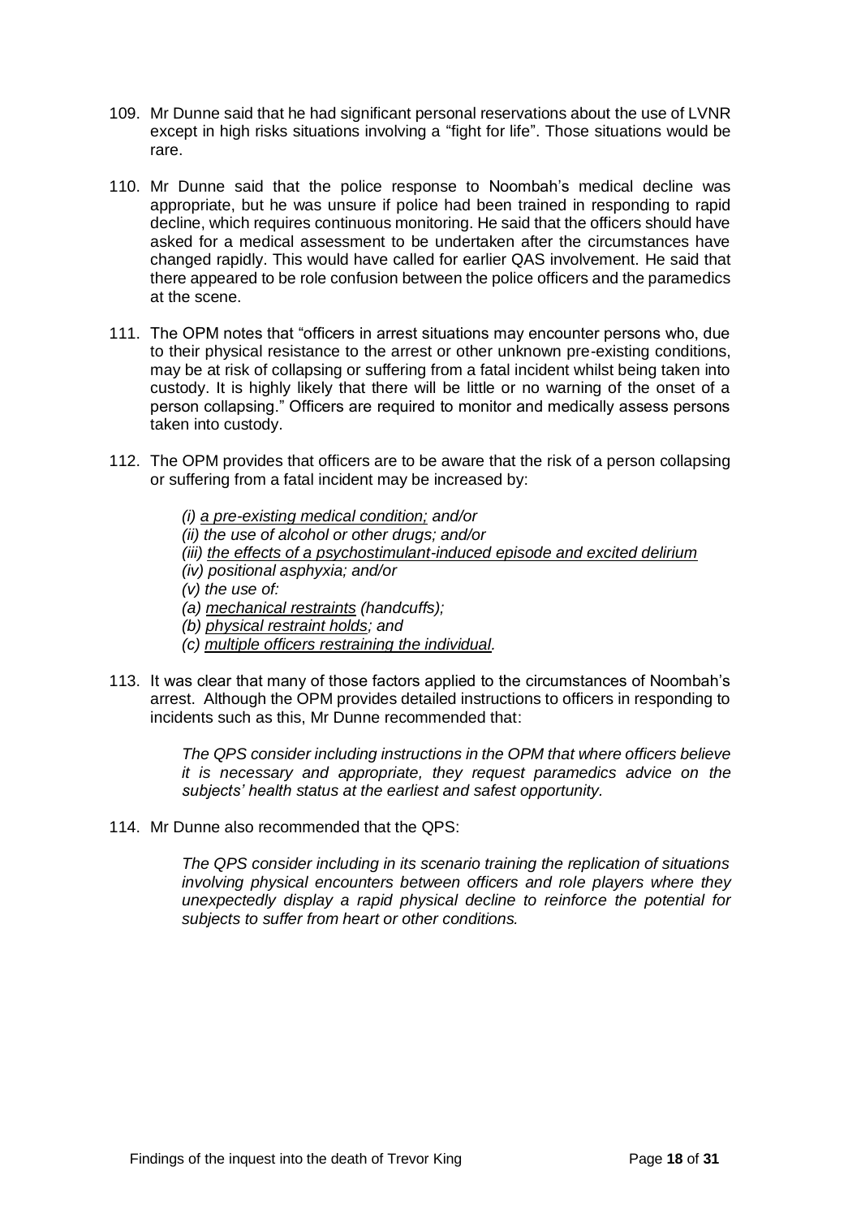109. Mr Dunne said that he had significant personal reservations about the use of LVNR except in high risks situations involving a "fight for life". Those situations would be rare.

110. Mr Dunne said that the police response to Noombah's medical decline was appropriate, but he was unsure if police had been trained in responding to rapid decline, which requires continuous monitoring. He said that the officers should have asked for a medical assessment to be undertaken after the circumstances have changed rapidly. This would have called for earlier QAS involvement. He said that there appeared to be role confusion between the police officers and the paramedics at the scene.

111. The OPM notes that "officers in arrest situations may encounter persons who, due to their physical resistance to the arrest or other unknown pre-existing conditions, may be at risk of collapsing or suffering from a fatal incident whilst being taken into custody. It is highly likely that there will be little or no warning of the onset of a person collapsing." Officers are required to monitor and medically assess persons taken into custody.

112. The OPM provides that officers are to be aware that the risk of a person collapsing or suffering from a fatal incident may be increased by:

> *(i) <u>a pre-existing medical condition;</u> and/or*
> *(ii) the use of alcohol or other drugs; and/or*
> *(iii) <u>the effects of a psychostimulant-induced episode and excited delirium</u>*
> *(iv) positional asphyxia; and/or*
> *(v) the use of:*
> *(a) <u>mechanical restraints</u> (handcuffs);*
> *(b) <u>physical restraint holds</u>; and*
> *(c) <u>multiple officers restraining the individual</u>.*

113. It was clear that many of those factors applied to the circumstances of Noombah's arrest. Although the OPM provides detailed instructions to officers in responding to incidents such as this, Mr Dunne recommended that:

> *The QPS consider including instructions in the OPM that where officers believe it is necessary and appropriate, they request paramedics advice on the subjects' health status at the earliest and safest opportunity.*

114. Mr Dunne also recommended that the QPS:

> *The QPS consider including in its scenario training the replication of situations involving physical encounters between officers and role players where they unexpectedly display a rapid physical decline to reinforce the potential for subjects to suffer from heart or other conditions.*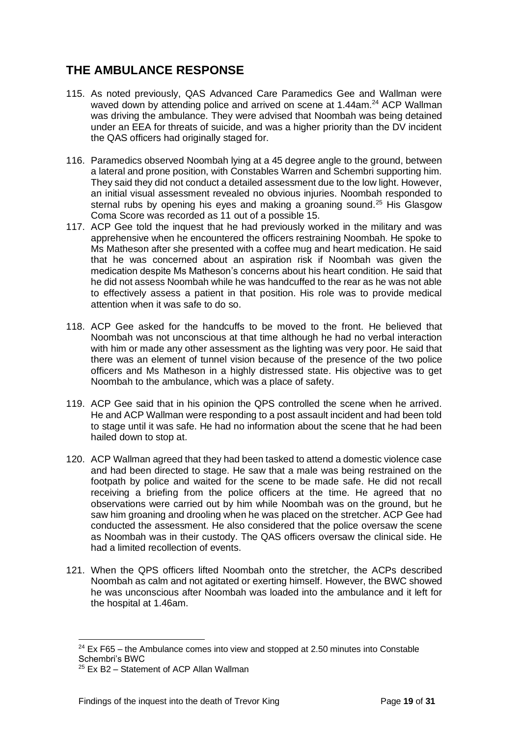## THE AMBULANCE RESPONSE

115. As noted previously, QAS Advanced Care Paramedics Gee and Wallman were waved down by attending police and arrived on scene at 1.44am.[24] ACP Wallman was driving the ambulance. They were advised that Noombah was being detained under an EEA for threats of suicide, and was a higher priority than the DV incident the QAS officers had originally staged for.

116. Paramedics observed Noombah lying at a 45 degree angle to the ground, between a lateral and prone position, with Constables Warren and Schembri supporting him. They said they did not conduct a detailed assessment due to the low light. However, an initial visual assessment revealed no obvious injuries. Noombah responded to sternal rubs by opening his eyes and making a groaning sound.[25] His Glasgow Coma Score was recorded as 11 out of a possible 15.

117. ACP Gee told the inquest that he had previously worked in the military and was apprehensive when he encountered the officers restraining Noombah. He spoke to Ms Matheson after she presented with a coffee mug and heart medication. He said that he was concerned about an aspiration risk if Noombah was given the medication despite Ms Matheson's concerns about his heart condition. He said that he did not assess Noombah while he was handcuffed to the rear as he was not able to effectively assess a patient in that position. His role was to provide medical attention when it was safe to do so.

118. ACP Gee asked for the handcuffs to be moved to the front. He believed that Noombah was not unconscious at that time although he had no verbal interaction with him or made any other assessment as the lighting was very poor. He said that there was an element of tunnel vision because of the presence of the two police officers and Ms Matheson in a highly distressed state. His objective was to get Noombah to the ambulance, which was a place of safety.

119. ACP Gee said that in his opinion the QPS controlled the scene when he arrived. He and ACP Wallman were responding to a post assault incident and had been told to stage until it was safe. He had no information about the scene that he had been hailed down to stop at.

120. ACP Wallman agreed that they had been tasked to attend a domestic violence case and had been directed to stage. He saw that a male was being restrained on the footpath by police and waited for the scene to be made safe. He did not recall receiving a briefing from the police officers at the time. He agreed that no observations were carried out by him while Noombah was on the ground, but he saw him groaning and drooling when he was placed on the stretcher. ACP Gee had conducted the assessment. He also considered that the police oversaw the scene as Noombah was in their custody. The QAS officers oversaw the clinical side. He had a limited recollection of events.

121. When the QPS officers lifted Noombah onto the stretcher, the ACPs described Noombah as calm and not agitated or exerting himself. However, the BWC showed he was unconscious after Noombah was loaded into the ambulance and it left for the hospital at 1.46am.

---

[24] Ex F65 – the Ambulance comes into view and stopped at 2.50 minutes into Constable Schembri's BWC

[25] Ex B2 – Statement of ACP Allan Wallman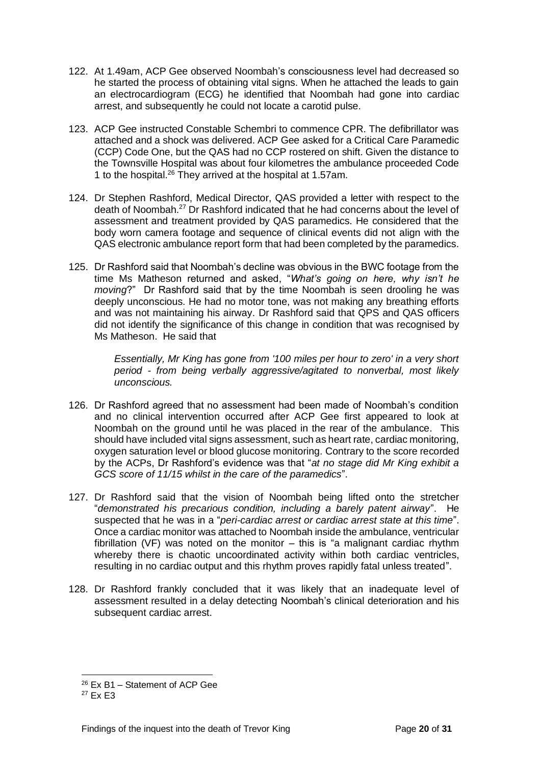122. At 1.49am, ACP Gee observed Noombah's consciousness level had decreased so he started the process of obtaining vital signs. When he attached the leads to gain an electrocardiogram (ECG) he identified that Noombah had gone into cardiac arrest, and subsequently he could not locate a carotid pulse.

123. ACP Gee instructed Constable Schembri to commence CPR. The defibrillator was attached and a shock was delivered. ACP Gee asked for a Critical Care Paramedic (CCP) Code One, but the QAS had no CCP rostered on shift. Given the distance to the Townsville Hospital was about four kilometres the ambulance proceeded Code 1 to the hospital.[26] They arrived at the hospital at 1.57am.

124. Dr Stephen Rashford, Medical Director, QAS provided a letter with respect to the death of Noombah.[27] Dr Rashford indicated that he had concerns about the level of assessment and treatment provided by QAS paramedics. He considered that the body worn camera footage and sequence of clinical events did not align with the QAS electronic ambulance report form that had been completed by the paramedics.

125. Dr Rashford said that Noombah's decline was obvious in the BWC footage from the time Ms Matheson returned and asked, "*What's going on here, why isn't he moving*?" Dr Rashford said that by the time Noombah is seen drooling he was deeply unconscious. He had no motor tone, was not making any breathing efforts and was not maintaining his airway. Dr Rashford said that QPS and QAS officers did not identify the significance of this change in condition that was recognised by Ms Matheson. He said that

    *Essentially, Mr King has gone from '100 miles per hour to zero' in a very short period - from being verbally aggressive/agitated to nonverbal, most likely unconscious.*

126. Dr Rashford agreed that no assessment had been made of Noombah's condition and no clinical intervention occurred after ACP Gee first appeared to look at Noombah on the ground until he was placed in the rear of the ambulance. This should have included vital signs assessment, such as heart rate, cardiac monitoring, oxygen saturation level or blood glucose monitoring. Contrary to the score recorded by the ACPs, Dr Rashford's evidence was that "*at no stage did Mr King exhibit a GCS score of 11/15 whilst in the care of the paramedics*".

127. Dr Rashford said that the vision of Noombah being lifted onto the stretcher "*demonstrated his precarious condition, including a barely patent airway*". He suspected that he was in a "*peri-cardiac arrest or cardiac arrest state at this time*". Once a cardiac monitor was attached to Noombah inside the ambulance, ventricular fibrillation (VF) was noted on the monitor – this is "a malignant cardiac rhythm whereby there is chaotic uncoordinated activity within both cardiac ventricles, resulting in no cardiac output and this rhythm proves rapidly fatal unless treated".

128. Dr Rashford frankly concluded that it was likely that an inadequate level of assessment resulted in a delay detecting Noombah's clinical deterioration and his subsequent cardiac arrest.

---

[26] Ex B1 – Statement of ACP Gee

[27] Ex E3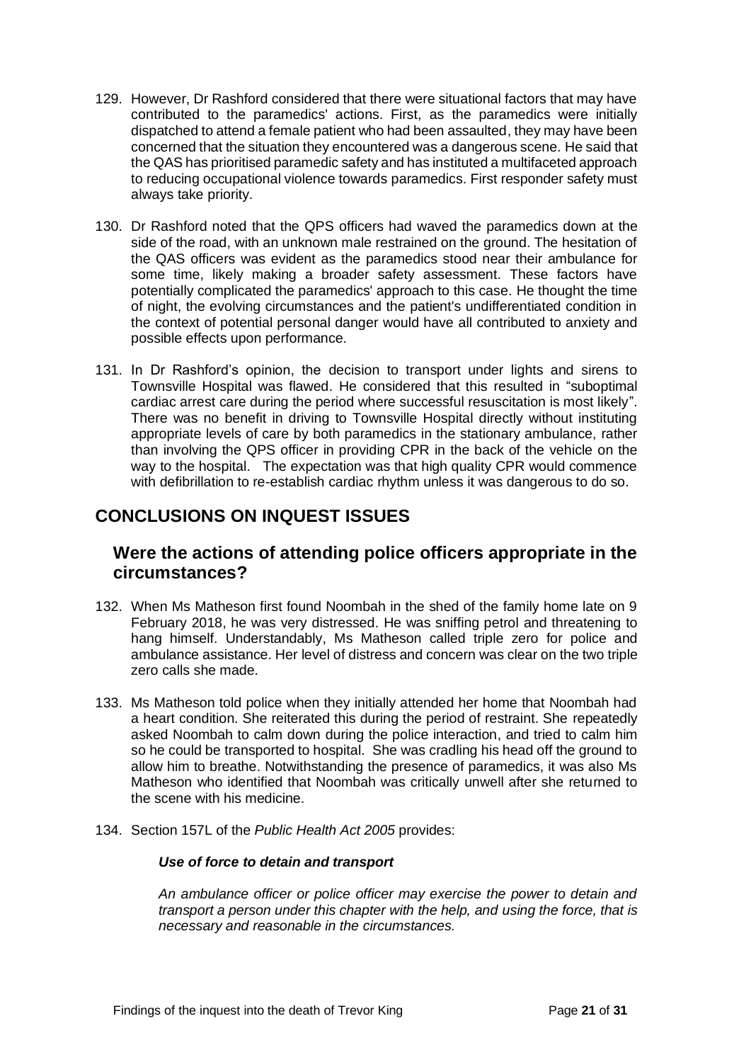129. However, Dr Rashford considered that there were situational factors that may have contributed to the paramedics' actions. First, as the paramedics were initially dispatched to attend a female patient who had been assaulted, they may have been concerned that the situation they encountered was a dangerous scene. He said that the QAS has prioritised paramedic safety and has instituted a multifaceted approach to reducing occupational violence towards paramedics. First responder safety must always take priority.

130. Dr Rashford noted that the QPS officers had waved the paramedics down at the side of the road, with an unknown male restrained on the ground. The hesitation of the QAS officers was evident as the paramedics stood near their ambulance for some time, likely making a broader safety assessment. These factors have potentially complicated the paramedics' approach to this case. He thought the time of night, the evolving circumstances and the patient's undifferentiated condition in the context of potential personal danger would have all contributed to anxiety and possible effects upon performance.

131. In Dr Rashford's opinion, the decision to transport under lights and sirens to Townsville Hospital was flawed. He considered that this resulted in "suboptimal cardiac arrest care during the period where successful resuscitation is most likely". There was no benefit in driving to Townsville Hospital directly without instituting appropriate levels of care by both paramedics in the stationary ambulance, rather than involving the QPS officer in providing CPR in the back of the vehicle on the way to the hospital. The expectation was that high quality CPR would commence with defibrillation to re-establish cardiac rhythm unless it was dangerous to do so.

## CONCLUSIONS ON INQUEST ISSUES

### Were the actions of attending police officers appropriate in the circumstances?

132. When Ms Matheson first found Noombah in the shed of the family home late on 9 February 2018, he was very distressed. He was sniffing petrol and threatening to hang himself. Understandably, Ms Matheson called triple zero for police and ambulance assistance. Her level of distress and concern was clear on the two triple zero calls she made.

133. Ms Matheson told police when they initially attended her home that Noombah had a heart condition. She reiterated this during the period of restraint. She repeatedly asked Noombah to calm down during the police interaction, and tried to calm him so he could be transported to hospital. She was cradling his head off the ground to allow him to breathe. Notwithstanding the presence of paramedics, it was also Ms Matheson who identified that Noombah was critically unwell after she returned to the scene with his medicine.

134. Section 157L of the *Public Health Act 2005* provides:

***Use of force to detain and transport***

*An ambulance officer or police officer may exercise the power to detain and transport a person under this chapter with the help, and using the force, that is necessary and reasonable in the circumstances.*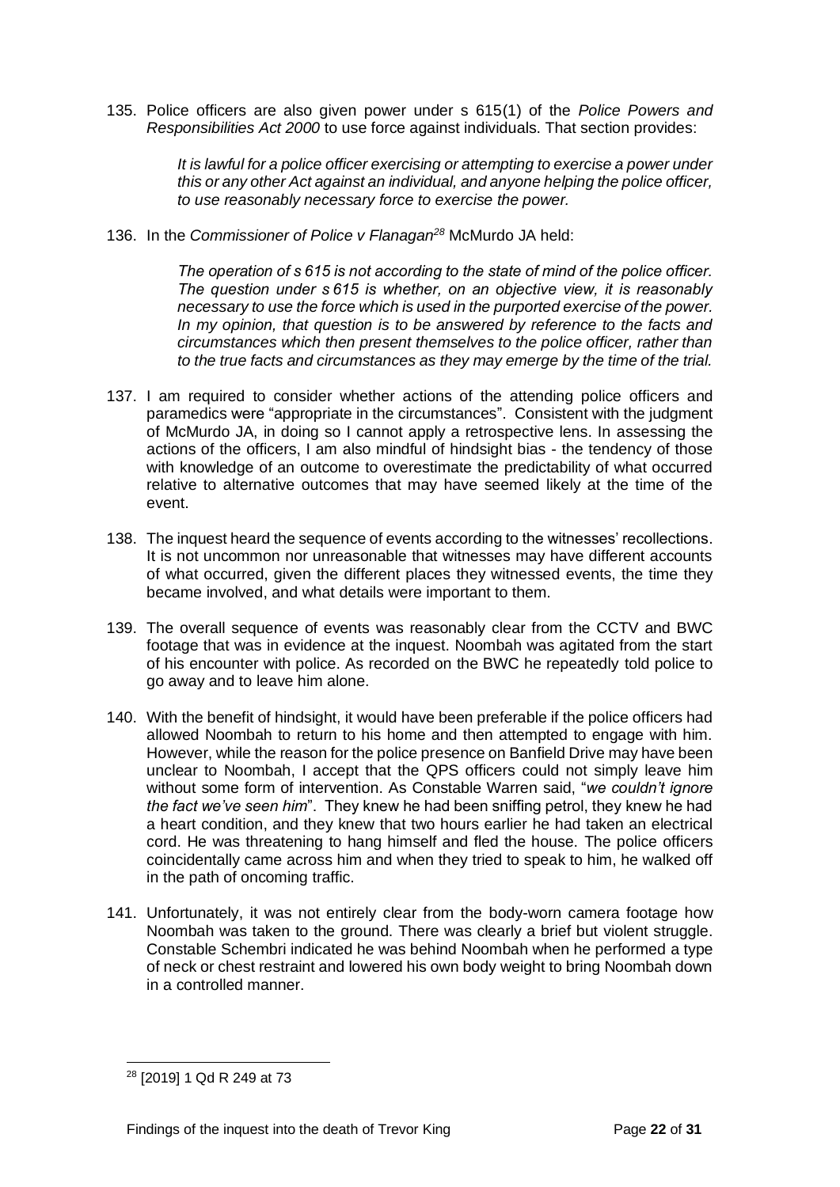135. Police officers are also given power under s 615(1) of the *Police Powers and Responsibilities Act 2000* to use force against individuals. That section provides:

> *It is lawful for a police officer exercising or attempting to exercise a power under this or any other Act against an individual, and anyone helping the police officer, to use reasonably necessary force to exercise the power.*

136. In the *Commissioner of Police v Flanagan*[28] McMurdo JA held:

> *The operation of s 615 is not according to the state of mind of the police officer. The question under s 615 is whether, on an objective view, it is reasonably necessary to use the force which is used in the purported exercise of the power. In my opinion, that question is to be answered by reference to the facts and circumstances which then present themselves to the police officer, rather than to the true facts and circumstances as they may emerge by the time of the trial.*

137. I am required to consider whether actions of the attending police officers and paramedics were "appropriate in the circumstances". Consistent with the judgment of McMurdo JA, in doing so I cannot apply a retrospective lens. In assessing the actions of the officers, I am also mindful of hindsight bias - the tendency of those with knowledge of an outcome to overestimate the predictability of what occurred relative to alternative outcomes that may have seemed likely at the time of the event.

138. The inquest heard the sequence of events according to the witnesses' recollections. It is not uncommon nor unreasonable that witnesses may have different accounts of what occurred, given the different places they witnessed events, the time they became involved, and what details were important to them.

139. The overall sequence of events was reasonably clear from the CCTV and BWC footage that was in evidence at the inquest. Noombah was agitated from the start of his encounter with police. As recorded on the BWC he repeatedly told police to go away and to leave him alone.

140. With the benefit of hindsight, it would have been preferable if the police officers had allowed Noombah to return to his home and then attempted to engage with him. However, while the reason for the police presence on Banfield Drive may have been unclear to Noombah, I accept that the QPS officers could not simply leave him without some form of intervention. As Constable Warren said, "*we couldn't ignore the fact we've seen him*". They knew he had been sniffing petrol, they knew he had a heart condition, and they knew that two hours earlier he had taken an electrical cord. He was threatening to hang himself and fled the house. The police officers coincidentally came across him and when they tried to speak to him, he walked off in the path of oncoming traffic.

141. Unfortunately, it was not entirely clear from the body-worn camera footage how Noombah was taken to the ground. There was clearly a brief but violent struggle. Constable Schembri indicated he was behind Noombah when he performed a type of neck or chest restraint and lowered his own body weight to bring Noombah down in a controlled manner.

---

[28] [2019] 1 Qd R 249 at 73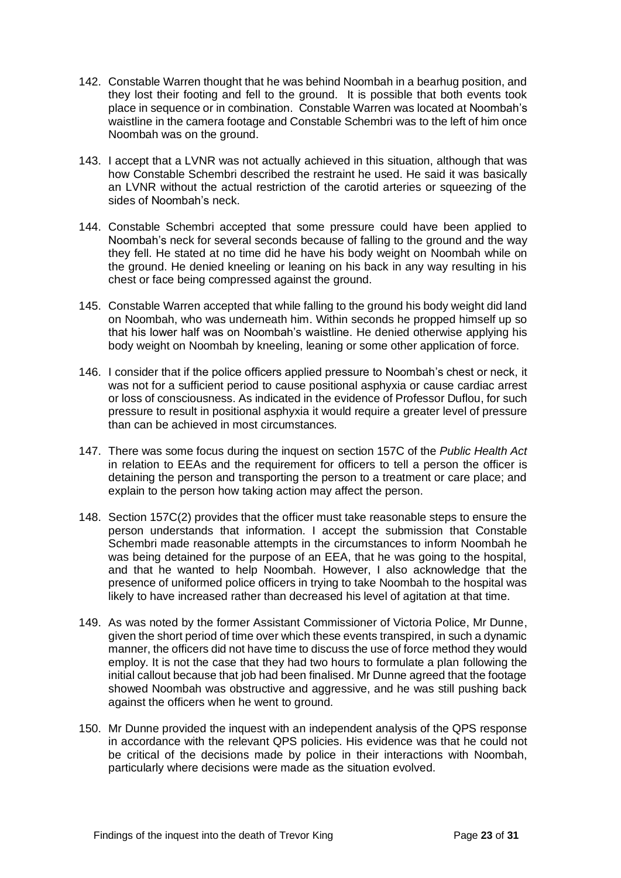142. Constable Warren thought that he was behind Noombah in a bearhug position, and they lost their footing and fell to the ground. It is possible that both events took place in sequence or in combination. Constable Warren was located at Noombah's waistline in the camera footage and Constable Schembri was to the left of him once Noombah was on the ground.

143. I accept that a LVNR was not actually achieved in this situation, although that was how Constable Schembri described the restraint he used. He said it was basically an LVNR without the actual restriction of the carotid arteries or squeezing of the sides of Noombah's neck.

144. Constable Schembri accepted that some pressure could have been applied to Noombah's neck for several seconds because of falling to the ground and the way they fell. He stated at no time did he have his body weight on Noombah while on the ground. He denied kneeling or leaning on his back in any way resulting in his chest or face being compressed against the ground.

145. Constable Warren accepted that while falling to the ground his body weight did land on Noombah, who was underneath him. Within seconds he propped himself up so that his lower half was on Noombah's waistline. He denied otherwise applying his body weight on Noombah by kneeling, leaning or some other application of force.

146. I consider that if the police officers applied pressure to Noombah's chest or neck, it was not for a sufficient period to cause positional asphyxia or cause cardiac arrest or loss of consciousness. As indicated in the evidence of Professor Duflou, for such pressure to result in positional asphyxia it would require a greater level of pressure than can be achieved in most circumstances.

147. There was some focus during the inquest on section 157C of the *Public Health Act* in relation to EEAs and the requirement for officers to tell a person the officer is detaining the person and transporting the person to a treatment or care place; and explain to the person how taking action may affect the person.

148. Section 157C(2) provides that the officer must take reasonable steps to ensure the person understands that information. I accept the submission that Constable Schembri made reasonable attempts in the circumstances to inform Noombah he was being detained for the purpose of an EEA, that he was going to the hospital, and that he wanted to help Noombah. However, I also acknowledge that the presence of uniformed police officers in trying to take Noombah to the hospital was likely to have increased rather than decreased his level of agitation at that time.

149. As was noted by the former Assistant Commissioner of Victoria Police, Mr Dunne, given the short period of time over which these events transpired, in such a dynamic manner, the officers did not have time to discuss the use of force method they would employ. It is not the case that they had two hours to formulate a plan following the initial callout because that job had been finalised. Mr Dunne agreed that the footage showed Noombah was obstructive and aggressive, and he was still pushing back against the officers when he went to ground.

150. Mr Dunne provided the inquest with an independent analysis of the QPS response in accordance with the relevant QPS policies. His evidence was that he could not be critical of the decisions made by police in their interactions with Noombah, particularly where decisions were made as the situation evolved.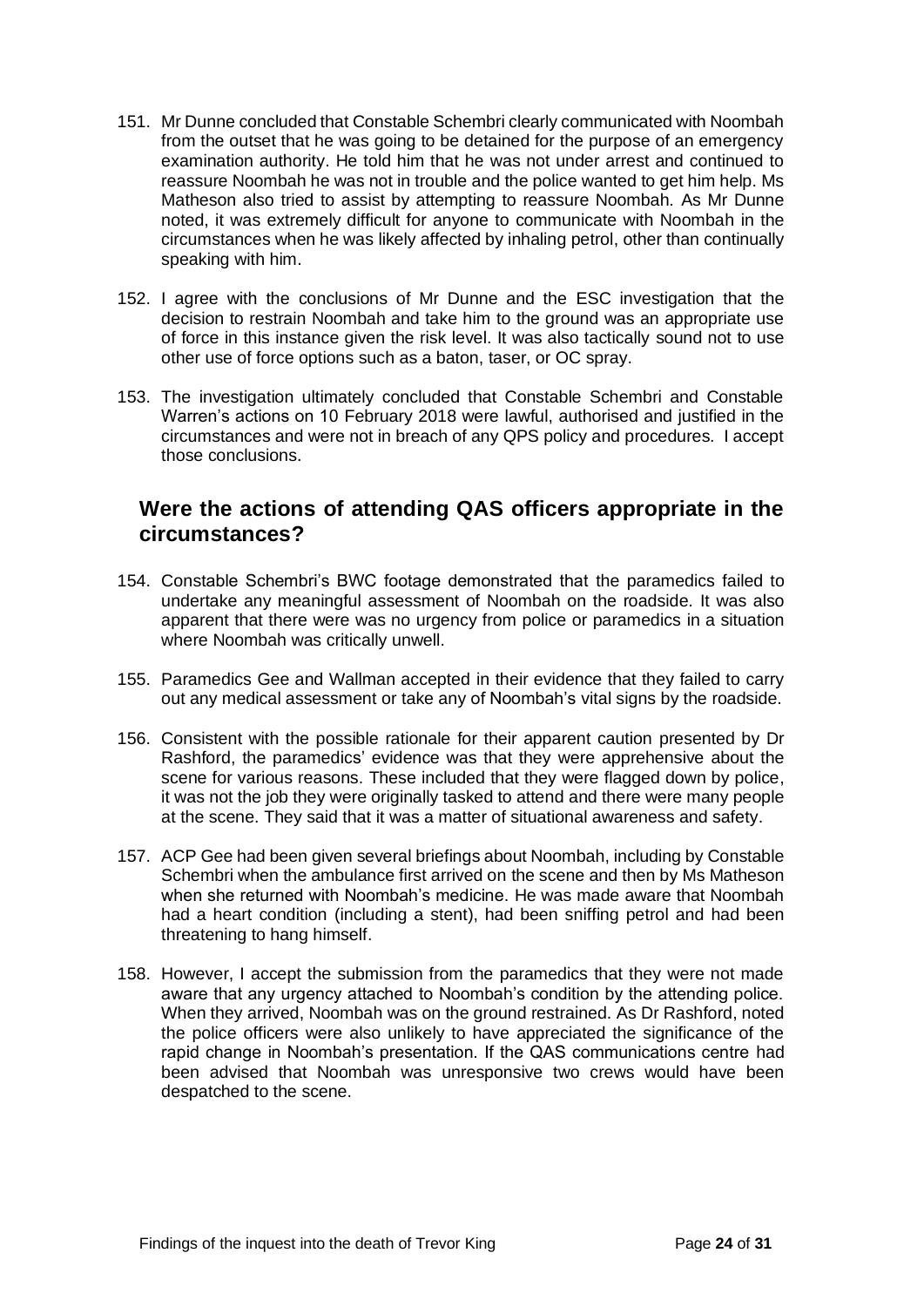151. Mr Dunne concluded that Constable Schembri clearly communicated with Noombah from the outset that he was going to be detained for the purpose of an emergency examination authority. He told him that he was not under arrest and continued to reassure Noombah he was not in trouble and the police wanted to get him help. Ms Matheson also tried to assist by attempting to reassure Noombah. As Mr Dunne noted, it was extremely difficult for anyone to communicate with Noombah in the circumstances when he was likely affected by inhaling petrol, other than continually speaking with him.

152. I agree with the conclusions of Mr Dunne and the ESC investigation that the decision to restrain Noombah and take him to the ground was an appropriate use of force in this instance given the risk level. It was also tactically sound not to use other use of force options such as a baton, taser, or OC spray.

153. The investigation ultimately concluded that Constable Schembri and Constable Warren's actions on 10 February 2018 were lawful, authorised and justified in the circumstances and were not in breach of any QPS policy and procedures. I accept those conclusions.

## Were the actions of attending QAS officers appropriate in the circumstances?

154. Constable Schembri's BWC footage demonstrated that the paramedics failed to undertake any meaningful assessment of Noombah on the roadside. It was also apparent that there were was no urgency from police or paramedics in a situation where Noombah was critically unwell.

155. Paramedics Gee and Wallman accepted in their evidence that they failed to carry out any medical assessment or take any of Noombah's vital signs by the roadside.

156. Consistent with the possible rationale for their apparent caution presented by Dr Rashford, the paramedics' evidence was that they were apprehensive about the scene for various reasons. These included that they were flagged down by police, it was not the job they were originally tasked to attend and there were many people at the scene. They said that it was a matter of situational awareness and safety.

157. ACP Gee had been given several briefings about Noombah, including by Constable Schembri when the ambulance first arrived on the scene and then by Ms Matheson when she returned with Noombah's medicine. He was made aware that Noombah had a heart condition (including a stent), had been sniffing petrol and had been threatening to hang himself.

158. However, I accept the submission from the paramedics that they were not made aware that any urgency attached to Noombah's condition by the attending police. When they arrived, Noombah was on the ground restrained. As Dr Rashford, noted the police officers were also unlikely to have appreciated the significance of the rapid change in Noombah's presentation. If the QAS communications centre had been advised that Noombah was unresponsive two crews would have been despatched to the scene.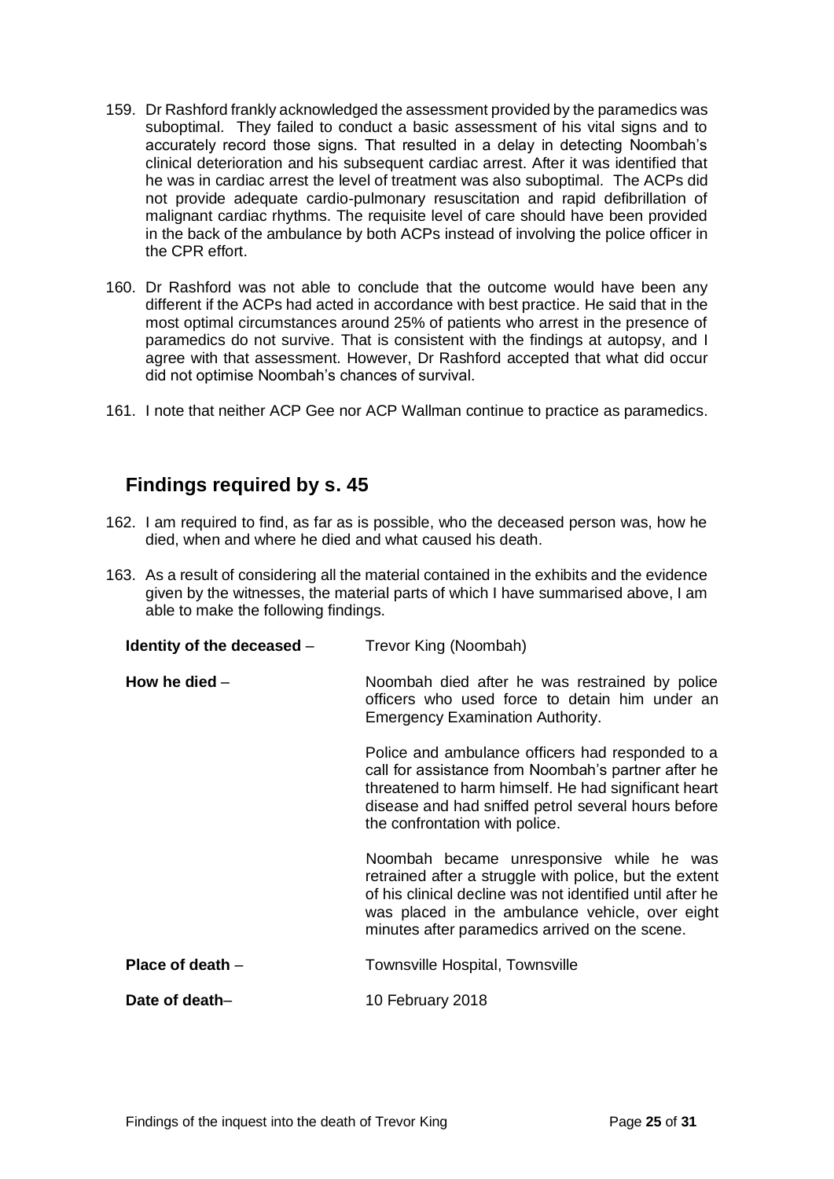159. Dr Rashford frankly acknowledged the assessment provided by the paramedics was suboptimal. They failed to conduct a basic assessment of his vital signs and to accurately record those signs. That resulted in a delay in detecting Noombah's clinical deterioration and his subsequent cardiac arrest. After it was identified that he was in cardiac arrest the level of treatment was also suboptimal. The ACPs did not provide adequate cardio-pulmonary resuscitation and rapid defibrillation of malignant cardiac rhythms. The requisite level of care should have been provided in the back of the ambulance by both ACPs instead of involving the police officer in the CPR effort.

160. Dr Rashford was not able to conclude that the outcome would have been any different if the ACPs had acted in accordance with best practice. He said that in the most optimal circumstances around 25% of patients who arrest in the presence of paramedics do not survive. That is consistent with the findings at autopsy, and I agree with that assessment. However, Dr Rashford accepted that what did occur did not optimise Noombah's chances of survival.

161. I note that neither ACP Gee nor ACP Wallman continue to practice as paramedics.

## Findings required by s. 45

162. I am required to find, as far as is possible, who the deceased person was, how he died, when and where he died and what caused his death.

163. As a result of considering all the material contained in the exhibits and the evidence given by the witnesses, the material parts of which I have summarised above, I am able to make the following findings.

**Identity of the deceased** – Trevor King (Noombah)

**How he died** – Noombah died after he was restrained by police officers who used force to detain him under an Emergency Examination Authority.

Police and ambulance officers had responded to a call for assistance from Noombah's partner after he threatened to harm himself. He had significant heart disease and had sniffed petrol several hours before the confrontation with police.

Noombah became unresponsive while he was retrained after a struggle with police, but the extent of his clinical decline was not identified until after he was placed in the ambulance vehicle, over eight minutes after paramedics arrived on the scene.

**Place of death** – Townsville Hospital, Townsville

**Date of death**– 10 February 2018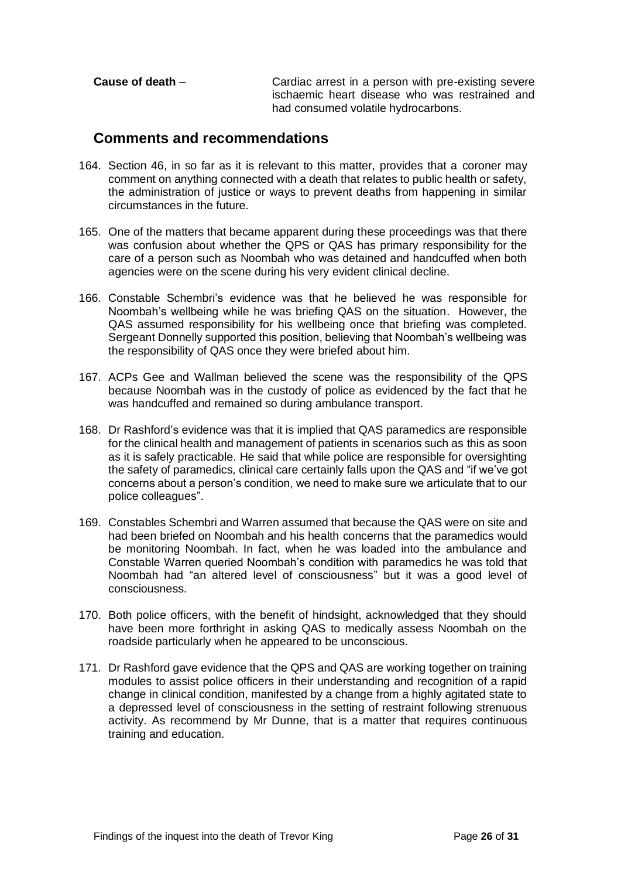**Cause of death** – Cardiac arrest in a person with pre-existing severe ischaemic heart disease who was restrained and had consumed volatile hydrocarbons.

## Comments and recommendations

164. Section 46, in so far as it is relevant to this matter, provides that a coroner may comment on anything connected with a death that relates to public health or safety, the administration of justice or ways to prevent deaths from happening in similar circumstances in the future.

165. One of the matters that became apparent during these proceedings was that there was confusion about whether the QPS or QAS has primary responsibility for the care of a person such as Noombah who was detained and handcuffed when both agencies were on the scene during his very evident clinical decline.

166. Constable Schembri's evidence was that he believed he was responsible for Noombah's wellbeing while he was briefing QAS on the situation. However, the QAS assumed responsibility for his wellbeing once that briefing was completed. Sergeant Donnelly supported this position, believing that Noombah's wellbeing was the responsibility of QAS once they were briefed about him.

167. ACPs Gee and Wallman believed the scene was the responsibility of the QPS because Noombah was in the custody of police as evidenced by the fact that he was handcuffed and remained so during ambulance transport.

168. Dr Rashford's evidence was that it is implied that QAS paramedics are responsible for the clinical health and management of patients in scenarios such as this as soon as it is safely practicable. He said that while police are responsible for oversighting the safety of paramedics, clinical care certainly falls upon the QAS and "if we've got concerns about a person's condition, we need to make sure we articulate that to our police colleagues".

169. Constables Schembri and Warren assumed that because the QAS were on site and had been briefed on Noombah and his health concerns that the paramedics would be monitoring Noombah. In fact, when he was loaded into the ambulance and Constable Warren queried Noombah's condition with paramedics he was told that Noombah had "an altered level of consciousness" but it was a good level of consciousness.

170. Both police officers, with the benefit of hindsight, acknowledged that they should have been more forthright in asking QAS to medically assess Noombah on the roadside particularly when he appeared to be unconscious.

171. Dr Rashford gave evidence that the QPS and QAS are working together on training modules to assist police officers in their understanding and recognition of a rapid change in clinical condition, manifested by a change from a highly agitated state to a depressed level of consciousness in the setting of restraint following strenuous activity. As recommend by Mr Dunne, that is a matter that requires continuous training and education.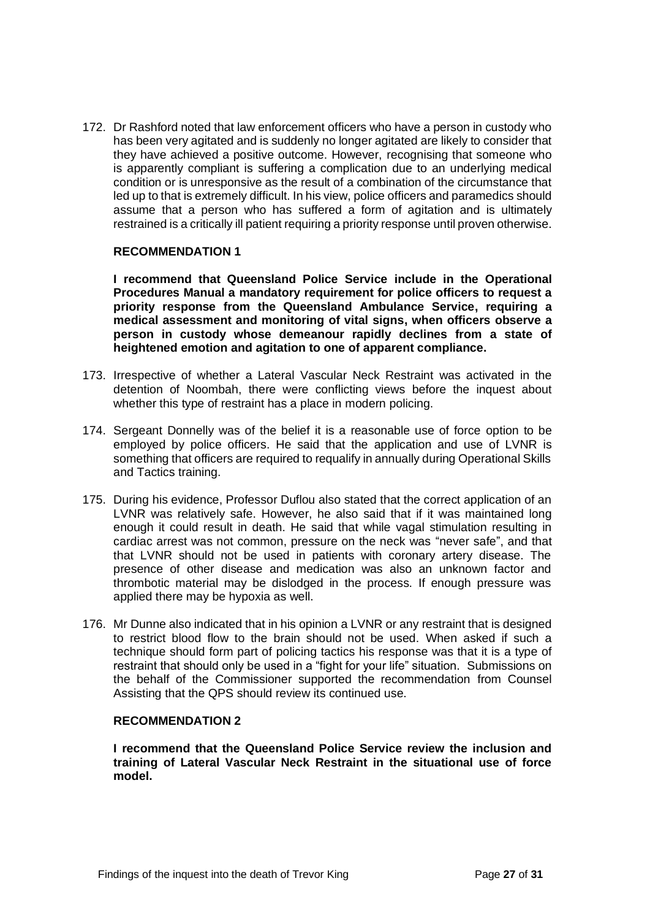172. Dr Rashford noted that law enforcement officers who have a person in custody who has been very agitated and is suddenly no longer agitated are likely to consider that they have achieved a positive outcome. However, recognising that someone who is apparently compliant is suffering a complication due to an underlying medical condition or is unresponsive as the result of a combination of the circumstance that led up to that is extremely difficult. In his view, police officers and paramedics should assume that a person who has suffered a form of agitation and is ultimately restrained is a critically ill patient requiring a priority response until proven otherwise.

**RECOMMENDATION 1**

**I recommend that Queensland Police Service include in the Operational Procedures Manual a mandatory requirement for police officers to request a priority response from the Queensland Ambulance Service, requiring a medical assessment and monitoring of vital signs, when officers observe a person in custody whose demeanour rapidly declines from a state of heightened emotion and agitation to one of apparent compliance.**

173. Irrespective of whether a Lateral Vascular Neck Restraint was activated in the detention of Noombah, there were conflicting views before the inquest about whether this type of restraint has a place in modern policing.

174. Sergeant Donnelly was of the belief it is a reasonable use of force option to be employed by police officers. He said that the application and use of LVNR is something that officers are required to requalify in annually during Operational Skills and Tactics training.

175. During his evidence, Professor Duflou also stated that the correct application of an LVNR was relatively safe. However, he also said that if it was maintained long enough it could result in death. He said that while vagal stimulation resulting in cardiac arrest was not common, pressure on the neck was "never safe", and that that LVNR should not be used in patients with coronary artery disease. The presence of other disease and medication was also an unknown factor and thrombotic material may be dislodged in the process. If enough pressure was applied there may be hypoxia as well.

176. Mr Dunne also indicated that in his opinion a LVNR or any restraint that is designed to restrict blood flow to the brain should not be used. When asked if such a technique should form part of policing tactics his response was that it is a type of restraint that should only be used in a "fight for your life" situation. Submissions on the behalf of the Commissioner supported the recommendation from Counsel Assisting that the QPS should review its continued use.

**RECOMMENDATION 2**

**I recommend that the Queensland Police Service review the inclusion and training of Lateral Vascular Neck Restraint in the situational use of force model.**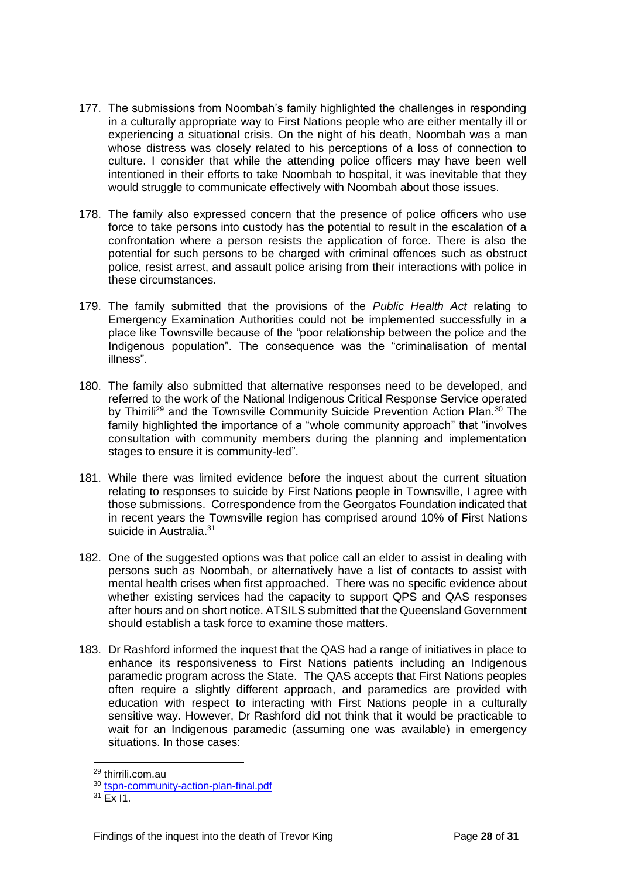177. The submissions from Noombah's family highlighted the challenges in responding in a culturally appropriate way to First Nations people who are either mentally ill or experiencing a situational crisis. On the night of his death, Noombah was a man whose distress was closely related to his perceptions of a loss of connection to culture. I consider that while the attending police officers may have been well intentioned in their efforts to take Noombah to hospital, it was inevitable that they would struggle to communicate effectively with Noombah about those issues.

178. The family also expressed concern that the presence of police officers who use force to take persons into custody has the potential to result in the escalation of a confrontation where a person resists the application of force. There is also the potential for such persons to be charged with criminal offences such as obstruct police, resist arrest, and assault police arising from their interactions with police in these circumstances.

179. The family submitted that the provisions of the *Public Health Act* relating to Emergency Examination Authorities could not be implemented successfully in a place like Townsville because of the "poor relationship between the police and the Indigenous population". The consequence was the "criminalisation of mental illness".

180. The family also submitted that alternative responses need to be developed, and referred to the work of the National Indigenous Critical Response Service operated by Thirrili[29] and the Townsville Community Suicide Prevention Action Plan.[30] The family highlighted the importance of a "whole community approach" that "involves consultation with community members during the planning and implementation stages to ensure it is community-led".

181. While there was limited evidence before the inquest about the current situation relating to responses to suicide by First Nations people in Townsville, I agree with those submissions. Correspondence from the Georgatos Foundation indicated that in recent years the Townsville region has comprised around 10% of First Nations suicide in Australia.[31]

182. One of the suggested options was that police call an elder to assist in dealing with persons such as Noombah, or alternatively have a list of contacts to assist with mental health crises when first approached. There was no specific evidence about whether existing services had the capacity to support QPS and QAS responses after hours and on short notice. ATSILS submitted that the Queensland Government should establish a task force to examine those matters.

183. Dr Rashford informed the inquest that the QAS had a range of initiatives in place to enhance its responsiveness to First Nations patients including an Indigenous paramedic program across the State. The QAS accepts that First Nations peoples often require a slightly different approach, and paramedics are provided with education with respect to interacting with First Nations people in a culturally sensitive way. However, Dr Rashford did not think that it would be practicable to wait for an Indigenous paramedic (assuming one was available) in emergency situations. In those cases:

---

[29] thirrili.com.au

[30] tspn-community-action-plan-final.pdf

[31] Ex I1.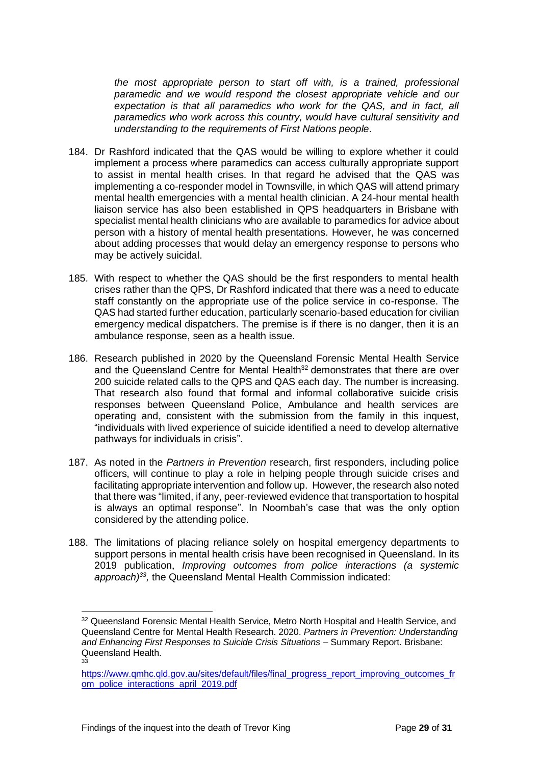*the most appropriate person to start off with, is a trained, professional paramedic and we would respond the closest appropriate vehicle and our expectation is that all paramedics who work for the QAS, and in fact, all paramedics who work across this country, would have cultural sensitivity and understanding to the requirements of First Nations people.*

184. Dr Rashford indicated that the QAS would be willing to explore whether it could implement a process where paramedics can access culturally appropriate support to assist in mental health crises. In that regard he advised that the QAS was implementing a co-responder model in Townsville, in which QAS will attend primary mental health emergencies with a mental health clinician. A 24-hour mental health liaison service has also been established in QPS headquarters in Brisbane with specialist mental health clinicians who are available to paramedics for advice about person with a history of mental health presentations. However, he was concerned about adding processes that would delay an emergency response to persons who may be actively suicidal.

185. With respect to whether the QAS should be the first responders to mental health crises rather than the QPS, Dr Rashford indicated that there was a need to educate staff constantly on the appropriate use of the police service in co-response. The QAS had started further education, particularly scenario-based education for civilian emergency medical dispatchers. The premise is if there is no danger, then it is an ambulance response, seen as a health issue.

186. Research published in 2020 by the Queensland Forensic Mental Health Service and the Queensland Centre for Mental Health[32] demonstrates that there are over 200 suicide related calls to the QPS and QAS each day. The number is increasing. That research also found that formal and informal collaborative suicide crisis responses between Queensland Police, Ambulance and health services are operating and, consistent with the submission from the family in this inquest, "individuals with lived experience of suicide identified a need to develop alternative pathways for individuals in crisis".

187. As noted in the *Partners in Prevention* research, first responders, including police officers, will continue to play a role in helping people through suicide crises and facilitating appropriate intervention and follow up. However, the research also noted that there was "limited, if any, peer-reviewed evidence that transportation to hospital is always an optimal response". In Noombah's case that was the only option considered by the attending police.

188. The limitations of placing reliance solely on hospital emergency departments to support persons in mental health crisis have been recognised in Queensland. In its 2019 publication, *Improving outcomes from police interactions (a systemic approach)*[33], the Queensland Mental Health Commission indicated:

---

[32] Queensland Forensic Mental Health Service, Metro North Hospital and Health Service, and Queensland Centre for Mental Health Research. 2020. *Partners in Prevention: Understanding and Enhancing First Responses to Suicide Crisis Situations* – Summary Report. Brisbane: Queensland Health.

[33] https://www.qmhc.qld.gov.au/sites/default/files/final_progress_report_improving_outcomes_from_police_interactions_april_2019.pdf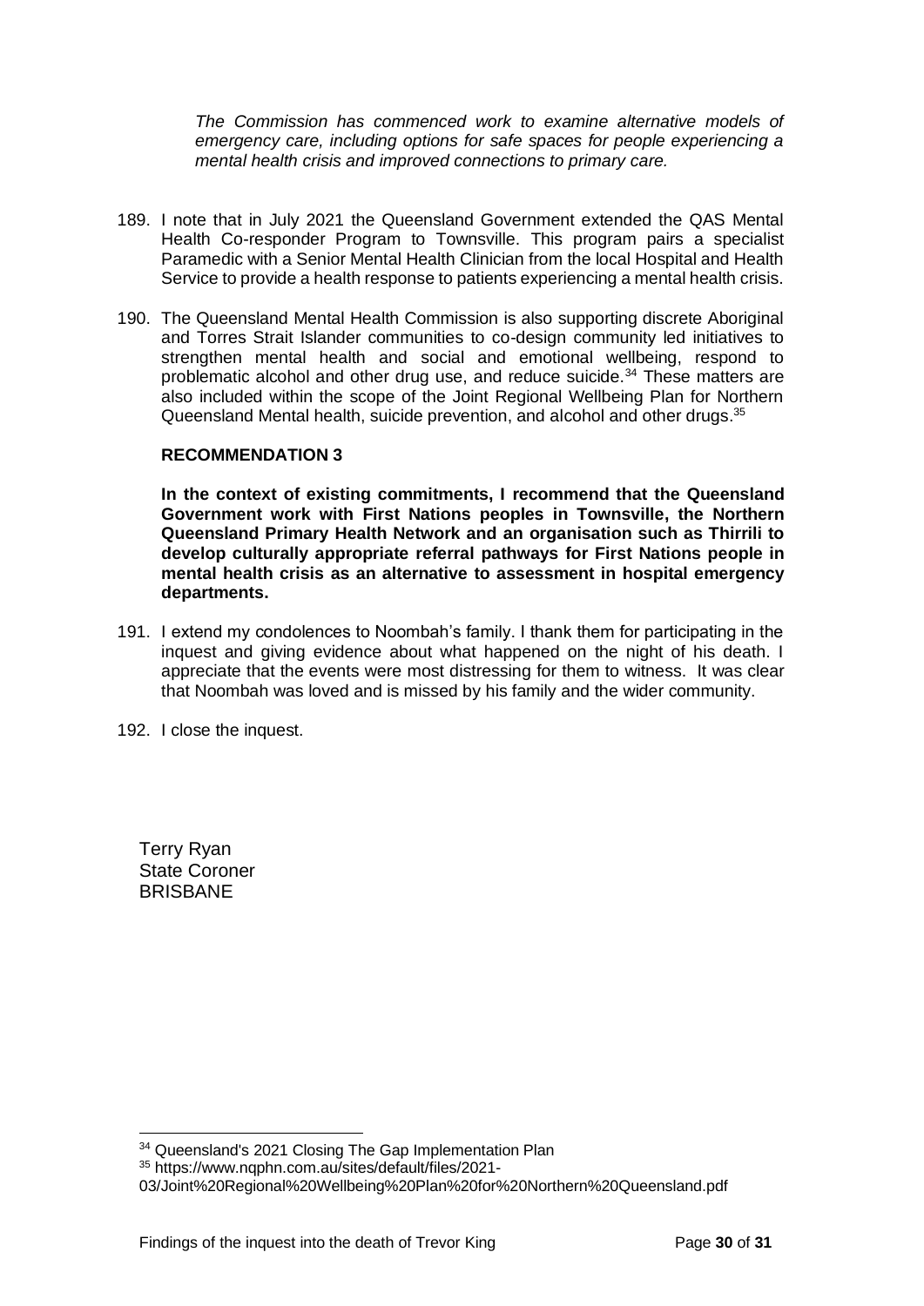*The Commission has commenced work to examine alternative models of emergency care, including options for safe spaces for people experiencing a mental health crisis and improved connections to primary care.*

189. I note that in July 2021 the Queensland Government extended the QAS Mental Health Co-responder Program to Townsville. This program pairs a specialist Paramedic with a Senior Mental Health Clinician from the local Hospital and Health Service to provide a health response to patients experiencing a mental health crisis.

190. The Queensland Mental Health Commission is also supporting discrete Aboriginal and Torres Strait Islander communities to co-design community led initiatives to strengthen mental health and social and emotional wellbeing, respond to problematic alcohol and other drug use, and reduce suicide.[34] These matters are also included within the scope of the Joint Regional Wellbeing Plan for Northern Queensland Mental health, suicide prevention, and alcohol and other drugs.[35]

**RECOMMENDATION 3**

**In the context of existing commitments, I recommend that the Queensland Government work with First Nations peoples in Townsville, the Northern Queensland Primary Health Network and an organisation such as Thirrili to develop culturally appropriate referral pathways for First Nations people in mental health crisis as an alternative to assessment in hospital emergency departments.**

191. I extend my condolences to Noombah's family. I thank them for participating in the inquest and giving evidence about what happened on the night of his death. I appreciate that the events were most distressing for them to witness. It was clear that Noombah was loved and is missed by his family and the wider community.

192. I close the inquest.

Terry Ryan
State Coroner
BRISBANE

[34] Queensland's 2021 Closing The Gap Implementation Plan

[35] https://www.nqphn.com.au/sites/default/files/2021-03/Joint%20Regional%20Wellbeing%20Plan%20for%20Northern%20Queensland.pdf